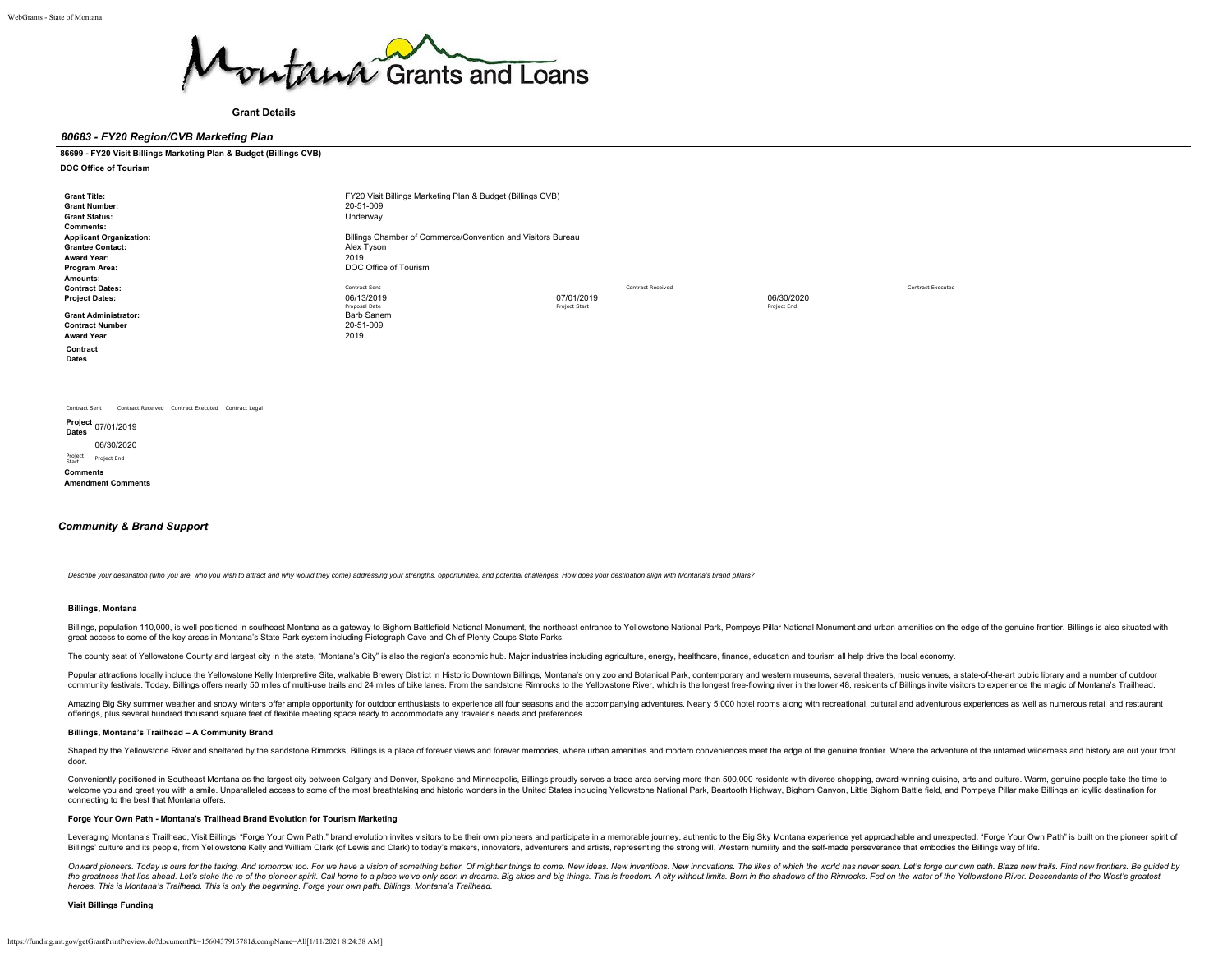Montana Grants and Loans

**Grant Details**

## *80683 - FY20 Region/CVB Marketing Plan*

**86699 - FY20 Visit Billings Marketing Plan & Budget (Billings CVB)**

**DOC Office of Tourism**

| | | | | |
|---|---|---|---|---|
| **Grant Title:** | FY20 Visit Billings Marketing Plan & Budget (Billings CVB) | | | |
| **Grant Number:** | 20-51-009 | | | |
| **Grant Status:** | Underway | | | |
| **Comments:** | | | | |
| **Applicant Organization:** | Billings Chamber of Commerce/Convention and Visitors Bureau | | | |
| **Grantee Contact:** | Alex Tyson | | | |
| **Award Year:** | 2019 | | | |
| **Program Area:** | DOC Office of Tourism | | | |
| **Amounts:** | | | | |
| **Contract Dates:** | Contract Sent | Contract Received | | Contract Executed |
| **Project Dates:** | 06/13/2019 (Proposal Date) | 07/01/2019 (Project Start) | 06/30/2020 (Project End) | |
| **Grant Administrator:** | Barb Sanem | | | |
| **Contract Number** | 20-51-009 | | | |
| **Award Year** | 2019 | | | |

**Contract Dates**

Contract Sent Contract Received Contract Executed Contract Legal

**Project Dates** 07/01/2019 06/30/2020

Project Start Project End

**Comments**

**Amendment Comments**

## *Community & Brand Support*

*Describe your destination (who you are, who you wish to attract and why would they come) addressing your strengths, opportunities, and potential challenges. How does your destination align with Montana's brand pillars?*

### Billings, Montana

Billings, population 110,000, is well-positioned in southeast Montana as a gateway to Bighorn Battlefield National Monument, the northeast entrance to Yellowstone National Park, Pompeys Pillar National Monument and urban amenities on the edge of the genuine frontier. Billings is also situated with great access to some of the key areas in Montana's State Park system including Pictograph Cave and Chief Plenty Coups State Parks.

The county seat of Yellowstone County and largest city in the state, "Montana's City" is also the region's economic hub. Major industries including agriculture, energy, healthcare, finance, education and tourism all help drive the local economy.

Popular attractions locally include the Yellowstone Kelly Interpretive Site, walkable Brewery District in Historic Downtown Billings, Montana's only zoo and Botanical Park, contemporary and western museums, several theaters, music venues, a state-of-the-art public library and a number of outdoor community festivals. Today, Billings offers nearly 50 miles of multi-use trails and 24 miles of bike lanes. From the sandstone Rimrocks to the Yellowstone River, which is the longest free-flowing river in the lower 48, residents of Billings invite visitors to experience the magic of Montana's Trailhead.

Amazing Big Sky summer weather and snowy winters offer ample opportunity for outdoor enthusiasts to experience all four seasons and the accompanying adventures. Nearly 5,000 hotel rooms along with recreational, cultural and adventurous experiences as well as numerous retail and restaurant offerings, plus several hundred thousand square feet of flexible meeting space ready to accommodate any traveler's needs and preferences.

### Billings, Montana's Trailhead – A Community Brand

Shaped by the Yellowstone River and sheltered by the sandstone Rimrocks, Billings is a place of forever views and forever memories, where urban amenities and modern conveniences meet the edge of the genuine frontier. Where the adventure of the untamed wilderness and history are out your front door.

Conveniently positioned in Southeast Montana as the largest city between Calgary and Denver, Spokane and Minneapolis, Billings proudly serves a trade area serving more than 500,000 residents with diverse shopping, award-winning cuisine, arts and culture. Warm, genuine people take the time to welcome you and greet you with a smile. Unparalleled access to some of the most breathtaking and historic wonders in the United States including Yellowstone National Park, Beartooth Highway, Bighorn Canyon, Little Bighorn Battle field, and Pompeys Pillar make Billings an idyllic destination for connecting to the best that Montana offers.

### Forge Your Own Path - Montana's Trailhead Brand Evolution for Tourism Marketing

Leveraging Montana's Trailhead, Visit Billings' "Forge Your Own Path," brand evolution invites visitors to be their own pioneers and participate in a memorable journey, authentic to the Big Sky Montana experience yet approachable and unexpected. "Forge Your Own Path" is built on the pioneer spirit of Billings' culture and its people, from Yellowstone Kelly and William Clark (of Lewis and Clark) to today's makers, innovators, adventurers and artists, representing the strong will, Western humility and the self-made perseverance that embodies the Billings way of life.

*Onward pioneers. Today is ours for the taking. And tomorrow too. For we have a vision of something better. Of mightier things to come. New ideas. New inventions. New innovations. The likes of which the world has never seen. Let's forge our own path. Blaze new trails. Find new frontiers. Be guided by the greatness that lies ahead. Let's stoke the re of the pioneer spirit. Call home to a place we've only seen in dreams. Big skies and big things. This is freedom. A city without limits. Born in the shadows of the Rimrocks. Fed on the water of the Yellowstone River. Descendants of the West's greatest heroes. This is Montana's Trailhead. This is only the beginning. Forge your own path. Billings. Montana's Trailhead.*

### Visit Billings Funding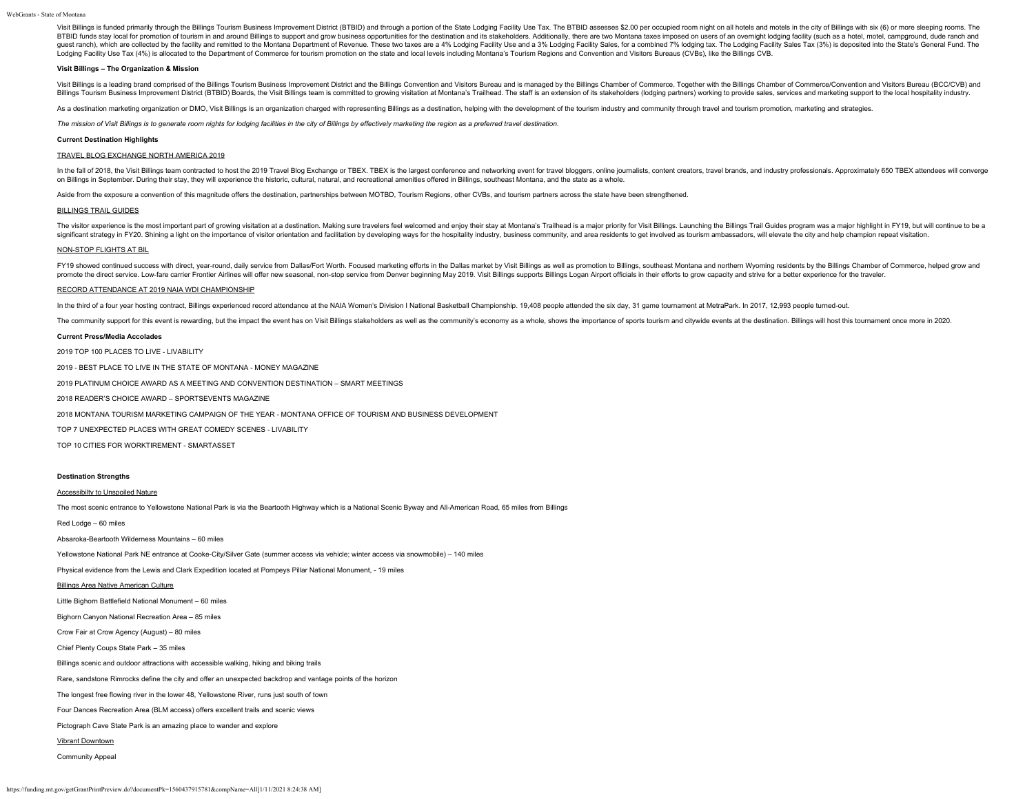Visit Billings is funded primarily through the Billings Tourism Business Improvement District (BTBID) and through a portion of the State Lodging Facility Use Tax. The BTBID assesses $2.00 per occupied room night on all hotels and motels in the city of Billings with six (6) or more sleeping rooms. The BTBID funds stay local for promotion of tourism in and around Billings to support and grow business opportunities for the destination and its stakeholders. Additionally, there are two Montana taxes imposed on users of an overnight lodging facility (such as a hotel, motel, campground, dude ranch and guest ranch), which are collected by the facility and remitted to the Montana Department of Revenue. These two taxes are a 4% Lodging Facility Use and a 3% Lodging Facility Sales, for a combined 7% lodging tax. The Lodging Facility Sales Tax (3%) is deposited into the State's General Fund. The Lodging Facility Use Tax (4%) is allocated to the Department of Commerce for tourism promotion on the state and local levels including Montana's Tourism Regions and Convention and Visitors Bureaus (CVBs), like the Billings CVB.

**Visit Billings – The Organization & Mission**

Visit Billings is a leading brand comprised of the Billings Tourism Business Improvement District and the Billings Convention and Visitors Bureau and is managed by the Billings Chamber of Commerce. Together with the Billings Chamber of Commerce/Convention and Visitors Bureau (BCC/CVB) and Billings Tourism Business Improvement District (BTBID) Boards, the Visit Billings team is committed to growing visitation at Montana's Trailhead. The staff is an extension of its stakeholders (lodging partners) working to provide sales, services and marketing support to the local hospitality industry.

As a destination marketing organization or DMO, Visit Billings is an organization charged with representing Billings as a destination, helping with the development of the tourism industry and community through travel and tourism promotion, marketing and strategies.

*The mission of Visit Billings is to generate room nights for lodging facilities in the city of Billings by effectively marketing the region as a preferred travel destination.*

**Current Destination Highlights**

TRAVEL BLOG EXCHANGE NORTH AMERICA 2019

In the fall of 2018, the Visit Billings team contracted to host the 2019 Travel Blog Exchange or TBEX. TBEX is the largest conference and networking event for travel bloggers, online journalists, content creators, travel brands, and industry professionals. Approximately 650 TBEX attendees will converge on Billings in September. During their stay, they will experience the historic, cultural, natural, and recreational amenities offered in Billings, southeast Montana, and the state as a whole.

Aside from the exposure a convention of this magnitude offers the destination, partnerships between MOTBD, Tourism Regions, other CVBs, and tourism partners across the state have been strengthened.

BILLINGS TRAIL GUIDES

The visitor experience is the most important part of growing visitation at a destination. Making sure travelers feel welcomed and enjoy their stay at Montana's Trailhead is a major priority for Visit Billings. Launching the Billings Trail Guides program was a major highlight in FY19, but will continue to be a significant strategy in FY20. Shining a light on the importance of visitor orientation and facilitation by developing ways for the hospitality industry, business community, and area residents to get involved as tourism ambassadors, will elevate the city and help champion repeat visitation.

NON-STOP FLIGHTS AT BIL

FY19 showed continued success with direct, year-round, daily service from Dallas/Fort Worth. Focused marketing efforts in the Dallas market by Visit Billings as well as promotion to Billings, southeast Montana and northern Wyoming residents by the Billings Chamber of Commerce, helped grow and promote the direct service. Low-fare carrier Frontier Airlines will offer new seasonal, non-stop service from Denver beginning May 2019. Visit Billings supports Billings Logan Airport officials in their efforts to grow capacity and strive for a better experience for the traveler.

RECORD ATTENDANCE AT 2019 NAIA WDI CHAMPIONSHIP

In the third of a four year hosting contract, Billings experienced record attendance at the NAIA Women's Division I National Basketball Championship. 19,408 people attended the six day, 31 game tournament at MetraPark. In 2017, 12,993 people turned-out.

The community support for this event is rewarding, but the impact the event has on Visit Billings stakeholders as well as the community's economy as a whole, shows the importance of sports tourism and citywide events at the destination. Billings will host this tournament once more in 2020.

**Current Press/Media Accolades**

2019 TOP 100 PLACES TO LIVE - LIVABILITY

2019 - BEST PLACE TO LIVE IN THE STATE OF MONTANA - MONEY MAGAZINE

2019 PLATINUM CHOICE AWARD AS A MEETING AND CONVENTION DESTINATION – SMART MEETINGS

2018 READER'S CHOICE AWARD – SPORTSEVENTS MAGAZINE

2018 MONTANA TOURISM MARKETING CAMPAIGN OF THE YEAR - MONTANA OFFICE OF TOURISM AND BUSINESS DEVELOPMENT

TOP 7 UNEXPECTED PLACES WITH GREAT COMEDY SCENES - LIVABILITY

TOP 10 CITIES FOR WORKTIREMENT - SMARTASSET

**Destination Strengths**

Accessibilty to Unspoiled Nature

The most scenic entrance to Yellowstone National Park is via the Beartooth Highway which is a National Scenic Byway and All-American Road, 65 miles from Billings

Red Lodge – 60 miles

Absaroka-Beartooth Wilderness Mountains – 60 miles

Yellowstone National Park NE entrance at Cooke-City/Silver Gate (summer access via vehicle; winter access via snowmobile) – 140 miles

Physical evidence from the Lewis and Clark Expedition located at Pompeys Pillar National Monument, - 19 miles

Billings Area Native American Culture

Little Bighorn Battlefield National Monument – 60 miles

Bighorn Canyon National Recreation Area – 85 miles

Crow Fair at Crow Agency (August) – 80 miles

Chief Plenty Coups State Park – 35 miles

Billings scenic and outdoor attractions with accessible walking, hiking and biking trails

Rare, sandstone Rimrocks define the city and offer an unexpected backdrop and vantage points of the horizon

The longest free flowing river in the lower 48, Yellowstone River, runs just south of town

Four Dances Recreation Area (BLM access) offers excellent trails and scenic views

Pictograph Cave State Park is an amazing place to wander and explore

Vibrant Downtown

Community Appeal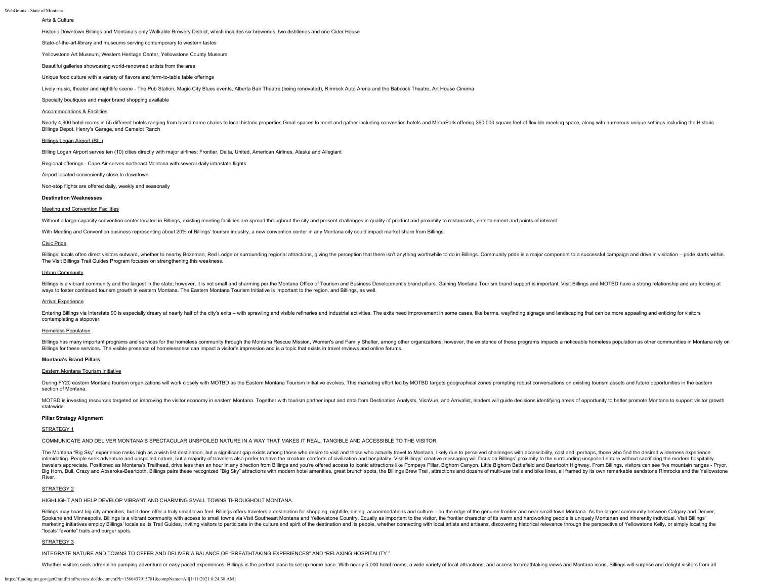Arts & Culture

Historic Downtown Billings and Montana's only Walkable Brewery District, which includes six breweries, two distilleries and one Cider House

State-of-the-art-library and museums serving contemporary to western tastes

Yellowstone Art Museum, Western Heritage Center, Yellowstone County Museum

Beautiful galleries showcasing world-renowned artists from the area

Unique food culture with a variety of flavors and farm-to-table table offerings

Lively music, theater and nightlife scene - The Pub Station, Magic City Blues events, Alberta Bair Theatre (being renovated), Rimrock Auto Arena and the Babcock Theatre, Art House Cinema

Specialty boutiques and major brand shopping available

Accommodations & Facilities

Nearly 4,900 hotel rooms in 55 different hotels ranging from brand name chains to local historic properties Great spaces to meet and gather including convention hotels and MetraPark offering 360,000 square feet of flexible meeting space, along with numerous unique settings including the Historic Billings Depot, Henry's Garage, and Camelot Ranch

Billings Logan Airport (BIL)

Billing Logan Airport serves ten (10) cities directly with major airlines: Frontier, Delta, United, American Airlines, Alaska and Allegiant

Regional offerings - Cape Air serves northeast Montana with several daily intrastate flights

Airport located conveniently close to downtown

Non-stop flights are offered daily, weekly and seasonally

**Destination Weaknesses**

Meeting and Convention Facilities

Without a large-capacity convention center located in Billings, existing meeting facilities are spread throughout the city and present challenges in quality of product and proximity to restaurants, entertainment and points of interest.

With Meeting and Convention business representing about 20% of Billings' tourism industry, a new convention center in any Montana city could impact market share from Billings.

Civic Pride

Billings' locals often direct visitors outward, whether to nearby Bozeman, Red Lodge or surrounding regional attractions, giving the perception that there isn't anything worthwhile to do in Billings. Community pride is a major component to a successful campaign and drive in visitation – pride starts within. The Visit Billings Trail Guides Program focuses on strengthening this weakness.

Urban Community

Billings is a vibrant community and the largest in the state; however, it is not small and charming per the Montana Office of Tourism and Business Development's brand pillars. Gaining Montana Tourism brand support is important. Visit Billings and MOTBD have a strong relationship and are looking at ways to foster continued tourism growth in eastern Montana. The Eastern Montana Tourism Initiative is important to the region, and Billings, as well.

Arrival Experience

Entering Billings via Interstate 90 is especially dreary at nearly half of the city's exits – with sprawling and visible refineries and industrial activities. The exits need improvement in some cases, like berms, wayfinding signage and landscaping that can be more appealing and enticing for visitors contemplating a stopover.

Homeless Population

Billings has many important programs and services for the homeless community through the Montana Rescue Mission, Women's and Family Shelter, among other organizations; however, the existence of these programs impacts a noticeable homeless population as other communities in Montana rely on Billings for these services. The visible presence of homelessness can impact a visitor's impression and is a topic that exists in travel reviews and online forums.

**Montana's Brand Pillars**

Eastern Montana Tourism Initiative

During FY20 eastern Montana tourism organizations will work closely with MOTBD as the Eastern Montana Tourism Initiative evolves. This marketing effort led by MOTBD targets geographical zones prompting robust conversations on existing tourism assets and future opportunities in the eastern section of Montana.

MOTBD is investing resources targeted on improving the visitor economy in eastern Montana. Together with tourism partner input and data from Destination Analysts, VisaVue, and Arrivalist, leaders will guide decisions identifying areas of opportunity to better promote Montana to support visitor growth statewide.

**Pillar Strategy Alignment**

STRATEGY 1

COMMUNICATE AND DELIVER MONTANA'S SPECTACULAR UNSPOILED NATURE IN A WAY THAT MAKES IT REAL, TANGIBLE AND ACCESSIBLE TO THE VISITOR.

The Montana "Big Sky" experience ranks high as a wish list destination, but a significant gap exists among those who desire to visit and those who actually travel to Montana, likely due to perceived challenges with accessibility, cost and, perhaps, those who find the desired wilderness experience intimidating. People seek adventure and unspoiled nature, but a majority of travelers also prefer to have the creature comforts of civilization and hospitality. Visit Billings' creative messaging will focus on Billings' proximity to the surrounding unspoiled nature without sacrificing the modern hospitality travelers appreciate. Positioned as Montana's Trailhead, drive less than an hour in any direction from Billings and you're offered access to iconic attractions like Pompeys Pillar, Bighorn Canyon, Little Bighorn Battlefield and Beartooth Highway. From Billings, visitors can see five mountain ranges - Pryor, Big Horn, Bull, Crazy and Absaroka-Beartooth. Billings pairs these recognized "Big Sky" attractions with modern hotel amenities, great brunch spots, the Billings Brew Trail, attractions and dozens of multi-use trails and bike lines, all framed by its own remarkable sandstone Rimrocks and the Yellowstone River.

STRATEGY 2

HIGHLIGHT AND HELP DEVELOP VIBRANT AND CHARMING SMALL TOWNS THROUGHOUT MONTANA.

Billings may boast big city amenities, but it does offer a truly small town feel. Billings offers travelers a destination for shopping, nightlife, dining, accommodations and culture – on the edge of the genuine frontier and near small-town Montana. As the largest community between Calgary and Denver, Spokane and Minneapolis, Billings is a vibrant community with access to small towns via Visit Southeast Montana and Yellowstone Country. Equally as important to the visitor, the frontier character of its warm and hardworking people is uniquely Montanan and inherently individual. Visit Billings' marketing initiatives employ Billings' locals as its Trail Guides, inviting visitors to participate in the culture and spirit of the destination and its people, whether connecting with local artists and artisans, discovering historical relevance through the perspective of Yellowstone Kelly, or simply locating the "locals' favorite" trails and burger spots.

STRATEGY 3

INTEGRATE NATURE AND TOWNS TO OFFER AND DELIVER A BALANCE OF "BREATHTAKING EXPERIENCES" AND "RELAXING HOSPITALITY."

Whether visitors seek adrenaline pumping adventure or easy paced experiences, Billings is the perfect place to set up home base. With nearly 5,000 hotel rooms, a wide variety of local attractions, and access to breathtaking views and Montana icons, Billings will surprise and delight visitors from all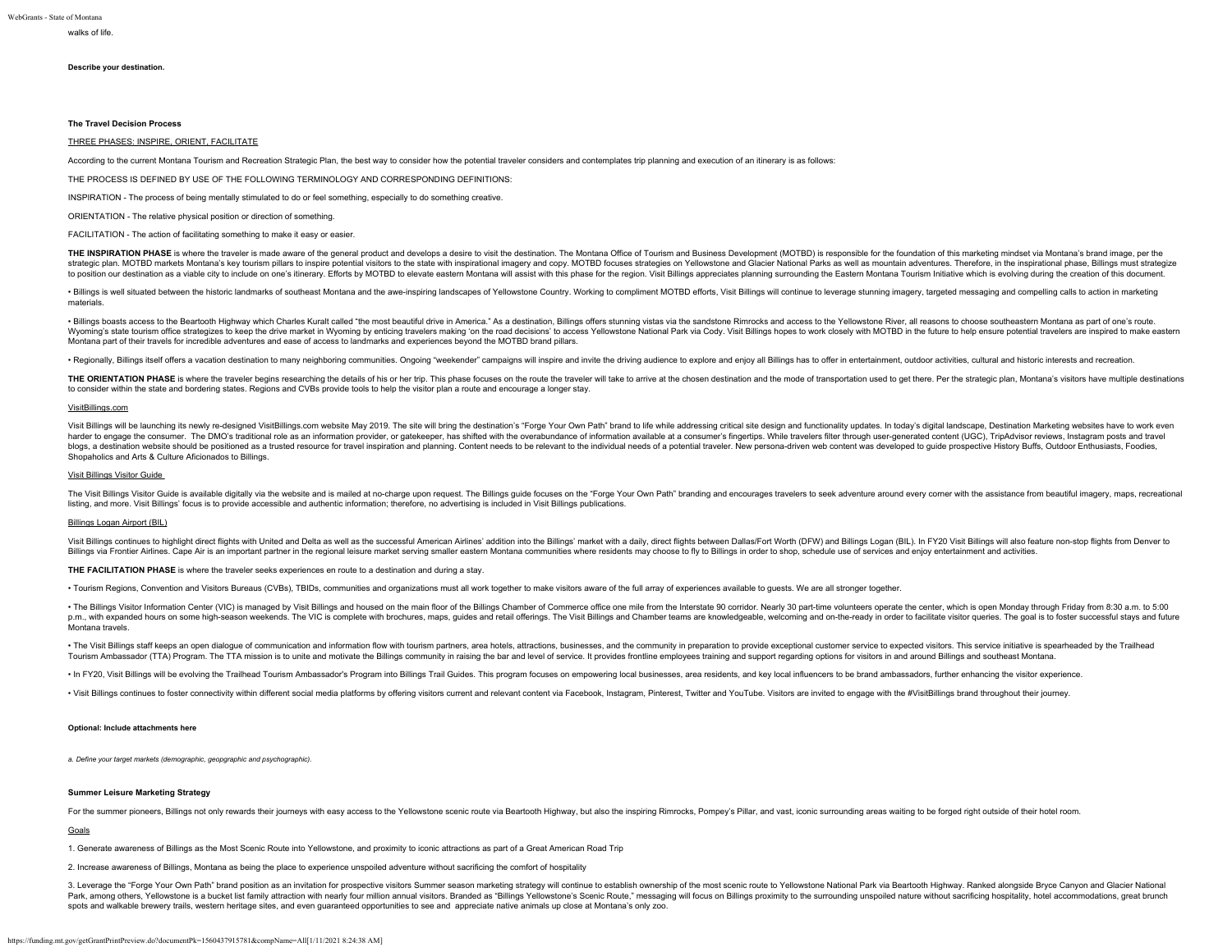walks of life.

**Describe your destination.**

**The Travel Decision Process**

THREE PHASES: INSPIRE, ORIENT, FACILITATE

According to the current Montana Tourism and Recreation Strategic Plan, the best way to consider how the potential traveler considers and contemplates trip planning and execution of an itinerary is as follows:

THE PROCESS IS DEFINED BY USE OF THE FOLLOWING TERMINOLOGY AND CORRESPONDING DEFINITIONS:

INSPIRATION - The process of being mentally stimulated to do or feel something, especially to do something creative.

ORIENTATION - The relative physical position or direction of something.

FACILITATION - The action of facilitating something to make it easy or easier.

**THE INSPIRATION PHASE** is where the traveler is made aware of the general product and develops a desire to visit the destination. The Montana Office of Tourism and Business Development (MOTBD) is responsible for the foundation of this marketing mindset via Montana's brand image, per the strategic plan. MOTBD markets Montana's key tourism pillars to inspire potential visitors to the state with inspirational imagery and copy. MOTBD focuses strategies on Yellowstone and Glacier National Parks as well as mountain adventures. Therefore, in the inspirational phase, Billings must strategize to position our destination as a viable city to include on one's itinerary. Efforts by MOTBD to elevate eastern Montana will assist with this phase for the region. Visit Billings appreciates planning surrounding the Eastern Montana Tourism Initiative which is evolving during the creation of this document.

• Billings is well situated between the historic landmarks of southeast Montana and the awe-inspiring landscapes of Yellowstone Country. Working to compliment MOTBD efforts, Visit Billings will continue to leverage stunning imagery, targeted messaging and compelling calls to action in marketing materials.

• Billings boasts access to the Beartooth Highway which Charles Kuralt called "the most beautiful drive in America." As a destination, Billings offers stunning vistas via the sandstone Rimrocks and access to the Yellowstone River, all reasons to choose southeastern Montana as part of one's route. Wyoming's state tourism office strategizes to keep the drive market in Wyoming by enticing travelers making 'on the road decisions' to access Yellowstone National Park via Cody. Visit Billings hopes to work closely with MOTBD in the future to help ensure potential travelers are inspired to make eastern Montana part of their travels for incredible adventures and ease of access to landmarks and experiences beyond the MOTBD brand pillars.

• Regionally, Billings itself offers a vacation destination to many neighboring communities. Ongoing "weekender" campaigns will inspire and invite the driving audience to explore and enjoy all Billings has to offer in entertainment, outdoor activities, cultural and historic interests and recreation.

**THE ORIENTATION PHASE** is where the traveler begins researching the details of his or her trip. This phase focuses on the route the traveler will take to arrive at the chosen destination and the mode of transportation used to get there. Per the strategic plan, Montana's visitors have multiple destinations to consider within the state and bordering states. Regions and CVBs provide tools to help the visitor plan a route and encourage a longer stay.

VisitBillings.com

Visit Billings will be launching its newly re-designed VisitBillings.com website May 2019. The site will bring the destination's "Forge Your Own Path" brand to life while addressing critical site design and functionality updates. In today's digital landscape, Destination Marketing websites have to work even harder to engage the consumer. The DMO's traditional role as an information provider, or gatekeeper, has shifted with the overabundance of information available at a consumer's fingertips. While travelers filter through user-generated content (UGC), TripAdvisor reviews, Instagram posts and travel blogs, a destination website should be positioned as a trusted resource for travel inspiration and planning. Content needs to be relevant to the individual needs of a potential traveler. New persona-driven web content was developed to guide prospective History Buffs, Outdoor Enthusiasts, Foodies, Shopaholics and Arts & Culture Aficionados to Billings.

Visit Billings Visitor Guide

The Visit Billings Visitor Guide is available digitally via the website and is mailed at no-charge upon request. The Billings guide focuses on the "Forge Your Own Path" branding and encourages travelers to seek adventure around every corner with the assistance from beautiful imagery, maps, recreational listing, and more. Visit Billings' focus is to provide accessible and authentic information; therefore, no advertising is included in Visit Billings publications.

Billings Logan Airport (BIL)

Visit Billings continues to highlight direct flights with United and Delta as well as the successful American Airlines' addition into the Billings' market with a daily, direct flights between Dallas/Fort Worth (DFW) and Billings Logan (BIL). In FY20 Visit Billings will also feature non-stop flights from Denver to Billings via Frontier Airlines. Cape Air is an important partner in the regional leisure market serving smaller eastern Montana communities where residents may choose to fly to Billings in order to shop, schedule use of services and enjoy entertainment and activities.

**THE FACILITATION PHASE** is where the traveler seeks experiences en route to a destination and during a stay.

• Tourism Regions, Convention and Visitors Bureaus (CVBs), TBIDs, communities and organizations must all work together to make visitors aware of the full array of experiences available to guests. We are all stronger together.

• The Billings Visitor Information Center (VIC) is managed by Visit Billings and housed on the main floor of the Billings Chamber of Commerce office one mile from the Interstate 90 corridor. Nearly 30 part-time volunteers operate the center, which is open Monday through Friday from 8:30 a.m. to 5:00 p.m., with expanded hours on some high-season weekends. The VIC is complete with brochures, maps, guides and retail offerings. The Visit Billings and Chamber teams are knowledgeable, welcoming and on-the-ready in order to facilitate visitor queries. The goal is to foster successful stays and future Montana travels.

• The Visit Billings staff keeps an open dialogue of communication and information flow with tourism partners, area hotels, attractions, businesses, and the community in preparation to provide exceptional customer service to expected visitors. This service initiative is spearheaded by the Trailhead Tourism Ambassador (TTA) Program. The TTA mission is to unite and motivate the Billings community in raising the bar and level of service. It provides frontline employees training and support regarding options for visitors in and around Billings and southeast Montana.

• In FY20, Visit Billings will be evolving the Trailhead Tourism Ambassador's Program into Billings Trail Guides. This program focuses on empowering local businesses, area residents, and key local influencers to be brand ambassadors, further enhancing the visitor experience.

• Visit Billings continues to foster connectivity within different social media platforms by offering visitors current and relevant content via Facebook, Instagram, Pinterest, Twitter and YouTube. Visitors are invited to engage with the #VisitBillings brand throughout their journey.

**Optional: Include attachments here**

*a. Define your target markets (demographic, geopgraphic and psychographic).*

**Summer Leisure Marketing Strategy**

For the summer pioneers, Billings not only rewards their journeys with easy access to the Yellowstone scenic route via Beartooth Highway, but also the inspiring Rimrocks, Pompey's Pillar, and vast, iconic surrounding areas waiting to be forged right outside of their hotel room.

Goals

1. Generate awareness of Billings as the Most Scenic Route into Yellowstone, and proximity to iconic attractions as part of a Great American Road Trip

2. Increase awareness of Billings, Montana as being the place to experience unspoiled adventure without sacrificing the comfort of hospitality

3. Leverage the "Forge Your Own Path" brand position as an invitation for prospective visitors Summer season marketing strategy will continue to establish ownership of the most scenic route to Yellowstone National Park via Beartooth Highway. Ranked alongside Bryce Canyon and Glacier National Park, among others, Yellowstone is a bucket list family attraction with nearly four million annual visitors. Branded as "Billings Yellowstone's Scenic Route," messaging will focus on Billings proximity to the surrounding unspoiled nature without sacrificing hospitality, hotel accommodations, great brunch spots and walkable brewery trails, western heritage sites, and even guaranteed opportunities to see and appreciate native animals up close at Montana's only zoo.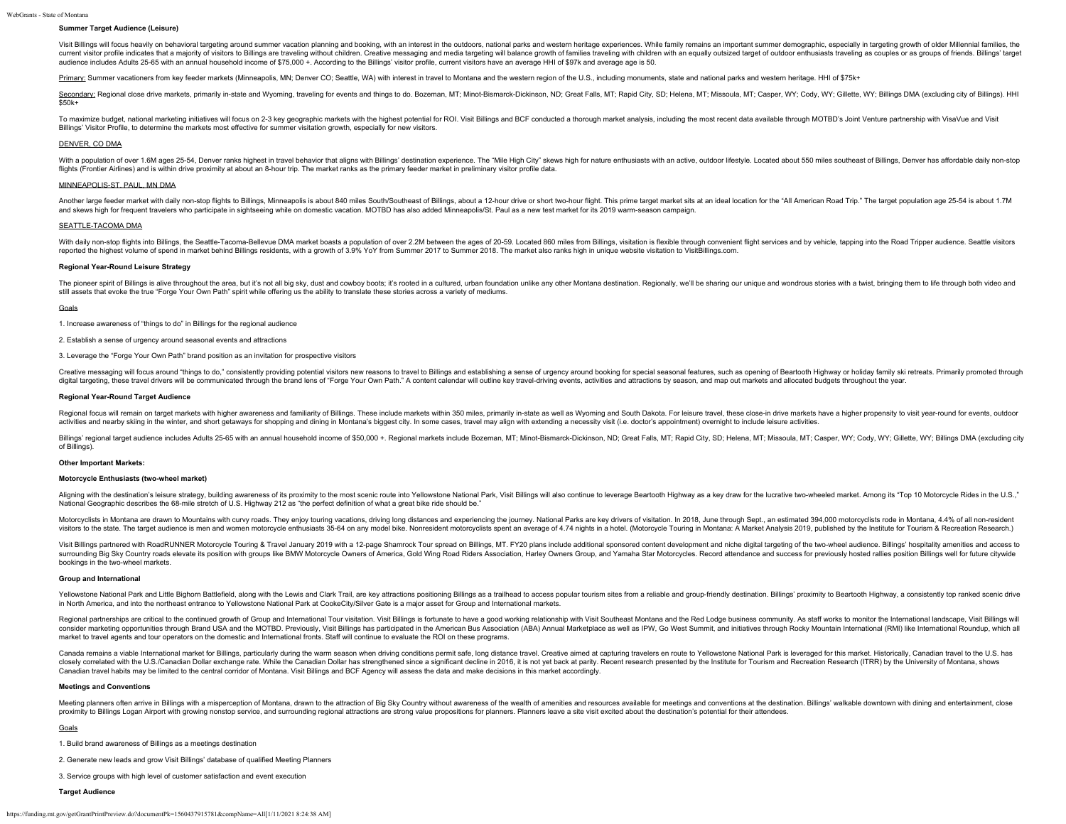### Summer Target Audience (Leisure)

Visit Billings will focus heavily on behavioral targeting around summer vacation planning and booking, with an interest in the outdoors, national parks and western heritage experiences. While family remains an important summer demographic, especially in targeting growth of older Millennial families, the current visitor profile indicates that a majority of visitors to Billings are traveling without children. Creative messaging and media targeting will balance growth of families traveling with children with an equally outsized target of outdoor enthusiasts traveling as couples or as groups of friends. Billings' target audience includes Adults 25-65 with an annual household income of $75,000 +. According to the Billings' visitor profile, current visitors have an average HHI of $97k and average age is 50.

Primary: Summer vacationers from key feeder markets (Minneapolis, MN; Denver CO; Seattle, WA) with interest in travel to Montana and the western region of the U.S., including monuments, state and national parks and western heritage. HHI of $75k+

Secondary: Regional close drive markets, primarily in-state and Wyoming, traveling for events and things to do. Bozeman, MT; Minot-Bismarck-Dickinson, ND; Great Falls, MT; Rapid City, SD; Helena, MT; Missoula, MT; Casper, WY; Cody, WY; Gillette, WY; Billings DMA (excluding city of Billings). HHI $50k+

To maximize budget, national marketing initiatives will focus on 2-3 key geographic markets with the highest potential for ROI. Visit Billings and BCF conducted a thorough market analysis, including the most recent data available through MOTBD's Joint Venture partnership with VisaVue and Visit Billings' Visitor Profile, to determine the markets most effective for summer visitation growth, especially for new visitors.

#### DENVER, CO DMA

With a population of over 1.6M ages 25-54, Denver ranks highest in travel behavior that aligns with Billings' destination experience. The "Mile High City" skews high for nature enthusiasts with an active, outdoor lifestyle. Located about 550 miles southeast of Billings, Denver has affordable daily non-stop flights (Frontier Airlines) and is within drive proximity at about an 8-hour trip. The market ranks as the primary feeder market in preliminary visitor profile data.

#### MINNEAPOLIS-ST. PAUL, MN DMA

Another large feeder market with daily non-stop flights to Billings, Minneapolis is about 840 miles South/Southeast of Billings, about a 12-hour drive or short two-hour flight. This prime target market sits at an ideal location for the "All American Road Trip." The target population age 25-54 is about 1.7M and skews high for frequent travelers who participate in sightseeing while on domestic vacation. MOTBD has also added Minneapolis/St. Paul as a new test market for its 2019 warm-season campaign.

#### SEATTLE-TACOMA DMA

With daily non-stop flights into Billings, the Seattle-Tacoma-Bellevue DMA market boasts a population of over 2.2M between the ages of 20-59. Located 860 miles from Billings, visitation is flexible through convenient flight services and by vehicle, tapping into the Road Tripper audience. Seattle visitors reported the highest volume of spend in market behind Billings residents, with a growth of 3.9% YoY from Summer 2017 to Summer 2018. The market also ranks high in unique website visitation to VisitBillings.com.

### Regional Year-Round Leisure Strategy

The pioneer spirit of Billings is alive throughout the area, but it's not all big sky, dust and cowboy boots; it's rooted in a cultured, urban foundation unlike any other Montana destination. Regionally, we'll be sharing our unique and wondrous stories with a twist, bringing them to life through both video and still assets that evoke the true "Forge Your Own Path" spirit while offering us the ability to translate these stories across a variety of mediums.

#### Goals

1. Increase awareness of "things to do" in Billings for the regional audience

2. Establish a sense of urgency around seasonal events and attractions

3. Leverage the "Forge Your Own Path" brand position as an invitation for prospective visitors

Creative messaging will focus around "things to do," consistently providing potential visitors new reasons to travel to Billings and establishing a sense of urgency around booking for special seasonal features, such as opening of Beartooth Highway or holiday family ski retreats. Primarily promoted through digital targeting, these travel drivers will be communicated through the brand lens of "Forge Your Own Path." A content calendar will outline key travel-driving events, activities and attractions by season, and map out markets and allocated budgets throughout the year.

### Regional Year-Round Target Audience

Regional focus will remain on target markets with higher awareness and familiarity of Billings. These include markets within 350 miles, primarily in-state as well as Wyoming and South Dakota. For leisure travel, these close-in drive markets have a higher propensity to visit year-round for events, outdoor activities and nearby skiing in the winter, and short getaways for shopping and dining in Montana's biggest city. In some cases, travel may align with extending a necessity visit (i.e. doctor's appointment) overnight to include leisure activities.

Billings' regional target audience includes Adults 25-65 with an annual household income of $50,000 +. Regional markets include Bozeman, MT; Minot-Bismarck-Dickinson, ND; Great Falls, MT; Rapid City, SD; Helena, MT; Missoula, MT; Casper, WY; Cody, WY; Gillette, WY; Billings DMA (excluding city of Billings).

### Other Important Markets:

### Motorcycle Enthusiasts (two-wheel market)

Aligning with the destination's leisure strategy, building awareness of its proximity to the most scenic route into Yellowstone National Park, Visit Billings will also continue to leverage Beartooth Highway as a key draw for the lucrative two-wheeled market. Among its "Top 10 Motorcycle Rides in the U.S.," National Geographic describes the 68-mile stretch of U.S. Highway 212 as "the perfect definition of what a great bike ride should be."

Motorcyclists in Montana are drawn to Mountains with curvy roads. They enjoy touring vacations, driving long distances and experiencing the journey. National Parks are key drivers of visitation. In 2018, June through Sept., an estimated 394,000 motorcyclists rode in Montana, 4.4% of all non-resident visitors to the state. The target audience is men and women motorcycle enthusiasts 35-64 on any model bike. Nonresident motorcyclists spent an average of 4.74 nights in a hotel. (Motorcycle Touring in Montana: A Market Analysis 2019, published by the Institute for Tourism & Recreation Research.)

Visit Billings partnered with RoadRUNNER Motorcycle Touring & Travel January 2019 with a 12-page Shamrock Tour spread on Billings, MT. FY20 plans include additional sponsored content development and niche digital targeting of the two-wheel audience. Billings' hospitality amenities and access to surrounding Big Sky Country roads elevate its position with groups like BMW Motorcycle Owners of America, Gold Wing Road Riders Association, Harley Owners Group, and Yamaha Star Motorcycles. Record attendance and success for previously hosted rallies position Billings well for future citywide bookings in the two-wheel markets.

### Group and International

Yellowstone National Park and Little Bighorn Battlefield, along with the Lewis and Clark Trail, are key attractions positioning Billings as a trailhead to access popular tourism sites from a reliable and group-friendly destination. Billings' proximity to Beartooth Highway, a consistently top ranked scenic drive in North America, and into the northeast entrance to Yellowstone National Park at CookeCity/Silver Gate is a major asset for Group and International markets.

Regional partnerships are critical to the continued growth of Group and International Tour visitation. Visit Billings is fortunate to have a good working relationship with Visit Southeast Montana and the Red Lodge business community. As staff works to monitor the International landscape, Visit Billings will consider marketing opportunities through Brand USA and the MOTBD. Previously, Visit Billings has participated in the American Bus Association (ABA) Annual Marketplace as well as IPW, Go West Summit, and initiatives through Rocky Mountain International (RMI) like International Roundup, which all market to travel agents and tour operators on the domestic and International fronts. Staff will continue to evaluate the ROI on these programs.

Canada remains a viable International market for Billings, particularly during the warm season when driving conditions permit safe, long distance travel. Creative aimed at capturing travelers en route to Yellowstone National Park is leveraged for this market. Historically, Canadian travel to the U.S. has closely correlated with the U.S./Canadian Dollar exchange rate. While the Canadian Dollar has strengthened since a significant decline in 2016, it is not yet back at parity. Recent research presented by the Institute for Tourism and Recreation Research (ITRR) by the University of Montana, shows Canadian travel habits may be limited to the central corridor of Montana. Visit Billings and BCF Agency will assess the data and make decisions in this market accordingly.

### Meetings and Conventions

Meeting planners often arrive in Billings with a misperception of Montana, drawn to the attraction of Big Sky Country without awareness of the wealth of amenities and resources available for meetings and conventions at the destination. Billings' walkable downtown with dining and entertainment, close proximity to Billings Logan Airport with growing nonstop service, and surrounding regional attractions are strong value propositions for planners. Planners leave a site visit excited about the destination's potential for their attendees.

#### Goals

1. Build brand awareness of Billings as a meetings destination

2. Generate new leads and grow Visit Billings' database of qualified Meeting Planners

3. Service groups with high level of customer satisfaction and event execution

### Target Audience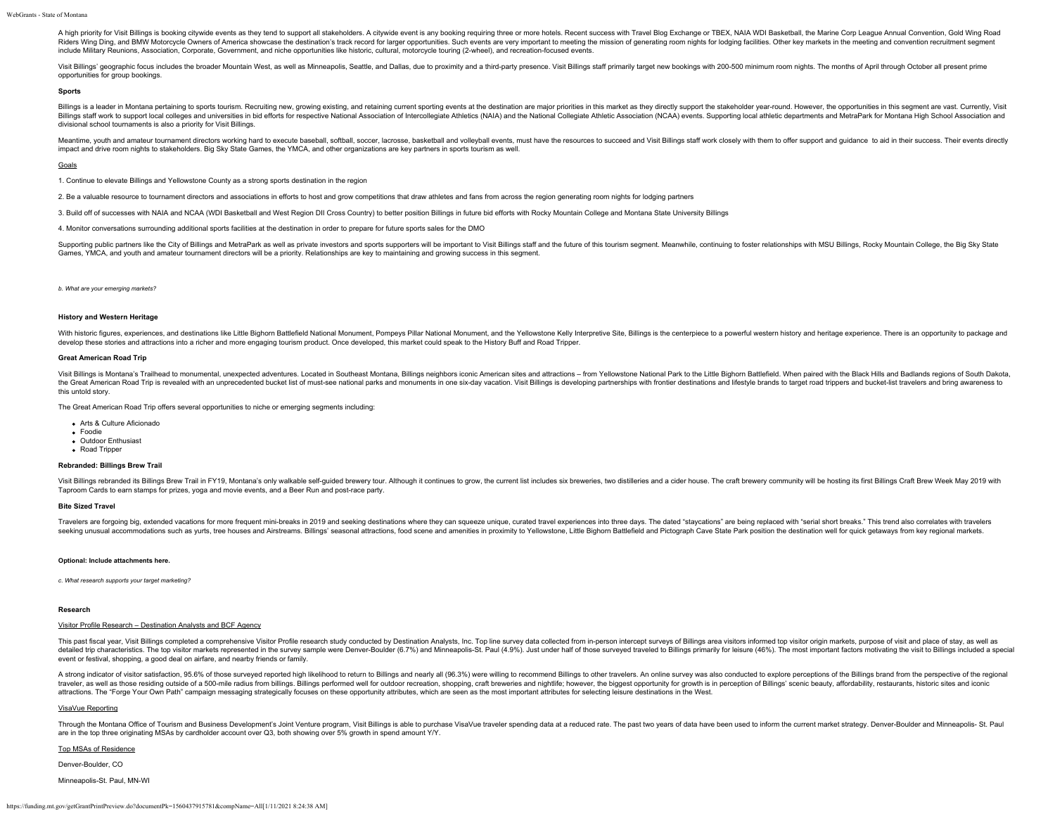A high priority for Visit Billings is booking citywide events as they tend to support all stakeholders. A citywide event is any booking requiring three or more hotels. Recent success with Travel Blog Exchange or TBEX, NAIA WDI Basketball, the Marine Corp League Annual Convention, Gold Wing Road Riders Wing Ding, and BMW Motorcycle Owners of America showcase the destination's track record for larger opportunities. Such events are very important to meeting the mission of generating room nights for lodging facilities. Other key markets in the meeting and convention recruitment segment include Military Reunions, Association, Corporate, Government, and niche opportunities like historic, cultural, motorcycle touring (2-wheel), and recreation-focused events.

Visit Billings' geographic focus includes the broader Mountain West, as well as Minneapolis, Seattle, and Dallas, due to proximity and a third-party presence. Visit Billings staff primarily target new bookings with 200-500 minimum room nights. The months of April through October all present prime opportunities for group bookings.

**Sports**

Billings is a leader in Montana pertaining to sports tourism. Recruiting new, growing existing, and retaining current sporting events at the destination are major priorities in this market as they directly support the stakeholder year-round. However, the opportunities in this segment are vast. Currently, Visit Billings staff work to support local colleges and universities in bid efforts for respective National Association of Intercollegiate Athletics (NAIA) and the National Collegiate Athletic Association (NCAA) events. Supporting local athletic departments and MetraPark for Montana High School Association and divisional school tournaments is also a priority for Visit Billings.

Meantime, youth and amateur tournament directors working hard to execute baseball, softball, soccer, lacrosse, basketball and volleyball events, must have the resources to succeed and Visit Billings staff work closely with them to offer support and guidance to aid in their success. Their events directly impact and drive room nights to stakeholders. Big Sky State Games, the YMCA, and other organizations are key partners in sports tourism as well.

Goals

1. Continue to elevate Billings and Yellowstone County as a strong sports destination in the region

2. Be a valuable resource to tournament directors and associations in efforts to host and grow competitions that draw athletes and fans from across the region generating room nights for lodging partners

3. Build off of successes with NAIA and NCAA (WDI Basketball and West Region DII Cross Country) to better position Billings in future bid efforts with Rocky Mountain College and Montana State University Billings

4. Monitor conversations surrounding additional sports facilities at the destination in order to prepare for future sports sales for the DMO

Supporting public partners like the City of Billings and MetraPark as well as private investors and sports supporters will be important to Visit Billings staff and the future of this tourism segment. Meanwhile, continuing to foster relationships with MSU Billings, Rocky Mountain College, the Big Sky State Games, YMCA, and youth and amateur tournament directors will be a priority. Relationships are key to maintaining and growing success in this segment.

*b. What are your emerging markets?*

**History and Western Heritage**

With historic figures, experiences, and destinations like Little Bighorn Battlefield National Monument, Pompeys Pillar National Monument, and the Yellowstone Kelly Interpretive Site, Billings is the centerpiece to a powerful western history and heritage experience. There is an opportunity to package and develop these stories and attractions into a richer and more engaging tourism product. Once developed, this market could speak to the History Buff and Road Tripper.

**Great American Road Trip**

Visit Billings is Montana's Trailhead to monumental, unexpected adventures. Located in Southeast Montana, Billings neighbors iconic American sites and attractions – from Yellowstone National Park to the Little Bighorn Battlefield. When paired with the Black Hills and Badlands regions of South Dakota, the Great American Road Trip is revealed with an unprecedented bucket list of must-see national parks and monuments in one six-day vacation. Visit Billings is developing partnerships with frontier destinations and lifestyle brands to target road trippers and bucket-list travelers and bring awareness to this untold story.

The Great American Road Trip offers several opportunities to niche or emerging segments including:

- Arts & Culture Aficionado
- Foodie
- Outdoor Enthusiast
- Road Tripper

**Rebranded: Billings Brew Trail**

Visit Billings rebranded its Billings Brew Trail in FY19, Montana's only walkable self-guided brewery tour. Although it continues to grow, the current list includes six breweries, two distilleries and a cider house. The craft brewery community will be hosting its first Billings Craft Brew Week May 2019 with Taproom Cards to earn stamps for prizes, yoga and movie events, and a Beer Run and post-race party.

**Bite Sized Travel**

Travelers are forgoing big, extended vacations for more frequent mini-breaks in 2019 and seeking destinations where they can squeeze unique, curated travel experiences into three days. The dated "staycations" are being replaced with "serial short breaks." This trend also correlates with travelers seeking unusual accommodations such as yurts, tree houses and Airstreams. Billings' seasonal attractions, food scene and amenities in proximity to Yellowstone, Little Bighorn Battlefield and Pictograph Cave State Park position the destination well for quick getaways from key regional markets.

**Optional: Include attachments here.**

*c. What research supports your target marketing?*

**Research**

Visitor Profile Research – Destination Analysts and BCF Agency

This past fiscal year, Visit Billings completed a comprehensive Visitor Profile research study conducted by Destination Analysts, Inc. Top line survey data collected from in-person intercept surveys of Billings area visitors informed top visitor origin markets, purpose of visit and place of stay, as well as detailed trip characteristics. The top visitor markets represented in the survey sample were Denver-Boulder (6.7%) and Minneapolis-St. Paul (4.9%). Just under half of those surveyed traveled to Billings primarily for leisure (46%). The most important factors motivating the visit to Billings included a special event or festival, shopping, a good deal on airfare, and nearby friends or family.

A strong indicator of visitor satisfaction, 95.6% of those surveyed reported high likelihood to return to Billings and nearly all (96.3%) were willing to recommend Billings to other travelers. An online survey was also conducted to explore perceptions of the Billings brand from the perspective of the regional traveler, as well as those residing outside of a 500-mile radius from billings. Billings performed well for outdoor recreation, shopping, craft breweries and nightlife; however, the biggest opportunity for growth is in perception of Billings' scenic beauty, affordability, restaurants, historic sites and iconic attractions. The "Forge Your Own Path" campaign messaging strategically focuses on these opportunity attributes, which are seen as the most important attributes for selecting leisure destinations in the West.

VisaVue Reporting

Through the Montana Office of Tourism and Business Development's Joint Venture program, Visit Billings is able to purchase VisaVue traveler spending data at a reduced rate. The past two years of data have been used to inform the current market strategy. Denver-Boulder and Minneapolis- St. Paul are in the top three originating MSAs by cardholder account over Q3, both showing over 5% growth in spend amount Y/Y.

Top MSAs of Residence

Denver-Boulder, CO

Minneapolis-St. Paul, MN-WI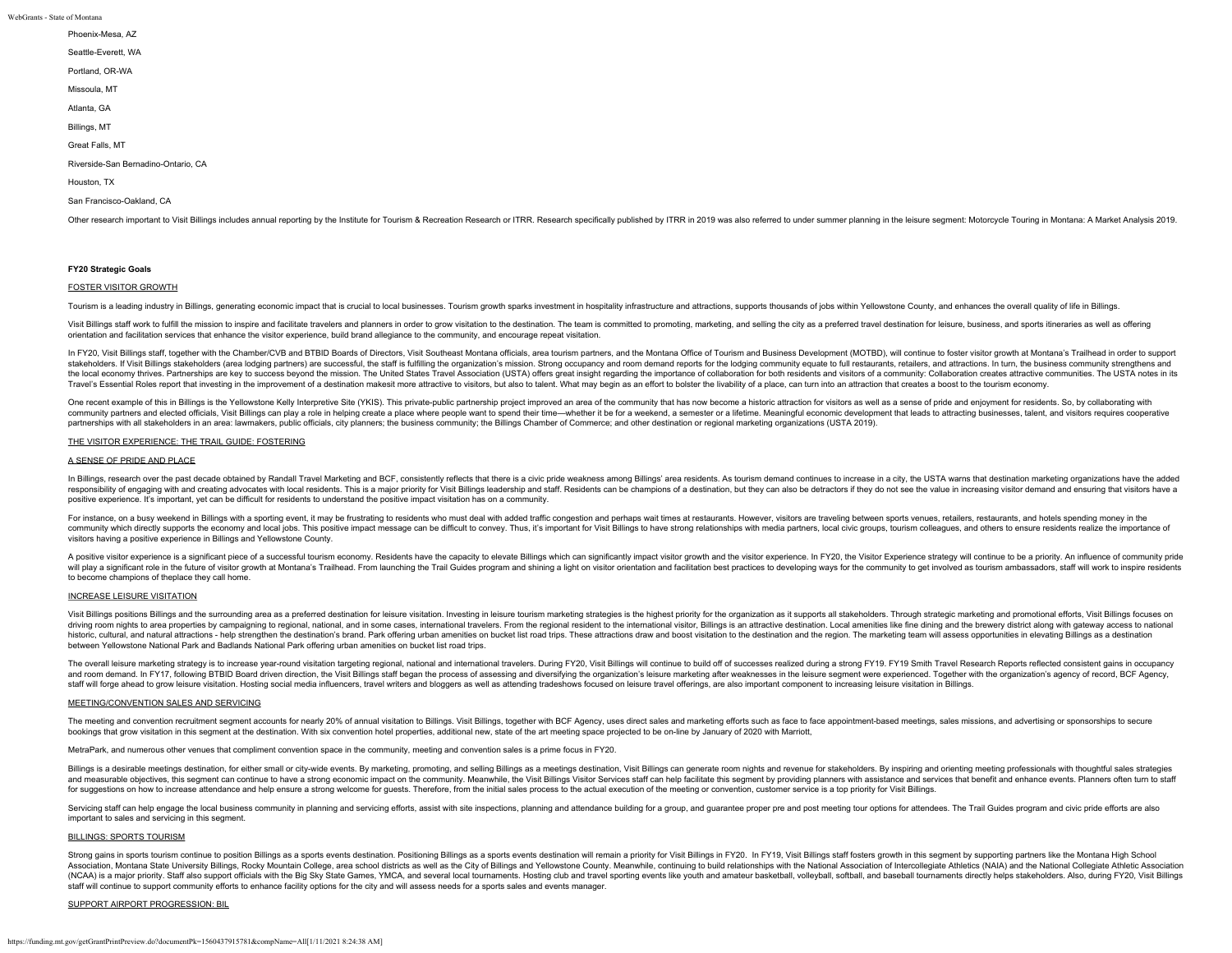Phoenix-Mesa, AZ

Seattle-Everett, WA

Portland, OR-WA

Missoula, MT

Atlanta, GA

Billings, MT

Great Falls, MT

Riverside-San Bernadino-Ontario, CA

Houston, TX

San Francisco-Oakland, CA

Other research important to Visit Billings includes annual reporting by the Institute for Tourism & Recreation Research or ITRR. Research specifically published by ITRR in 2019 was also referred to under summer planning in the leisure segment: Motorcycle Touring in Montana: A Market Analysis 2019.

**FY20 Strategic Goals**

FOSTER VISITOR GROWTH

Tourism is a leading industry in Billings, generating economic impact that is crucial to local businesses. Tourism growth sparks investment in hospitality infrastructure and attractions, supports thousands of jobs within Yellowstone County, and enhances the overall quality of life in Billings.

Visit Billings staff work to fulfill the mission to inspire and facilitate travelers and planners in order to grow visitation to the destination. The team is committed to promoting, marketing, and selling the city as a preferred travel destination for leisure, business, and sports itineraries as well as offering orientation and facilitation services that enhance the visitor experience, build brand allegiance to the community, and encourage repeat visitation.

In FY20, Visit Billings staff, together with the Chamber/CVB and BTBID Boards of Directors, Visit Southeast Montana officials, area tourism partners, and the Montana Office of Tourism and Business Development (MOTBD), will continue to foster visitor growth at Montana's Trailhead in order to support stakeholders. If Visit Billings stakeholders (area lodging partners) are successful, the staff is fulfilling the organization's mission. Strong occupancy and room demand reports for the lodging community equate to full restaurants, retailers, and attractions. In turn, the business community strengthens and the local economy thrives. Partnerships are key to success beyond the mission. The United States Travel Association (USTA) offers great insight regarding the importance of collaboration for both residents and visitors of a community: Collaboration creates attractive communities. The USTA notes in its Travel's Essential Roles report that investing in the improvement of a destination makesit more attractive to visitors, but also to talent. What may begin as an effort to bolster the livability of a place, can turn into an attraction that creates a boost to the tourism economy.

One recent example of this in Billings is the Yellowstone Kelly Interpretive Site (YKIS). This private-public partnership project improved an area of the community that has now become a historic attraction for visitors as well as a sense of pride and enjoyment for residents. So, by collaborating with community partners and elected officials, Visit Billings can play a role in helping create a place where people want to spend their time—whether it be for a weekend, a semester or a lifetime. Meaningful economic development that leads to attracting businesses, talent, and visitors requires cooperative partnerships with all stakeholders in an area: lawmakers, public officials, city planners; the business community; the Billings Chamber of Commerce; and other destination or regional marketing organizations (USTA 2019).

THE VISITOR EXPERIENCE: THE TRAIL GUIDE: FOSTERING

A SENSE OF PRIDE AND PLACE

In Billings, research over the past decade obtained by Randall Travel Marketing and BCF, consistently reflects that there is a civic pride weakness among Billings' area residents. As tourism demand continues to increase in a city, the USTA warns that destination marketing organizations have the added responsibility of engaging with and creating advocates with local residents. This is a major priority for Visit Billings leadership and staff. Residents can be champions of a destination, but they can also be detractors if they do not see the value in increasing visitor demand and ensuring that visitors have a positive experience. It's important, yet can be difficult for residents to understand the positive impact visitation has on a community.

For instance, on a busy weekend in Billings with a sporting event, it may be frustrating to residents who must deal with added traffic congestion and perhaps wait times at restaurants. However, visitors are traveling between sports venues, retailers, restaurants, and hotels spending money in the community which directly supports the economy and local jobs. This positive impact message can be difficult to convey. Thus, it's important for Visit Billings to have strong relationships with media partners, local civic groups, tourism colleagues, and others to ensure residents realize the importance of visitors having a positive experience in Billings and Yellowstone County.

A positive visitor experience is a significant piece of a successful tourism economy. Residents have the capacity to elevate Billings which can significantly impact visitor growth and the visitor experience. In FY20, the Visitor Experience strategy will continue to be a priority. An influence of community pride will play a significant role in the future of visitor growth at Montana's Trailhead. From launching the Trail Guides program and shining a light on visitor orientation and facilitation best practices to developing ways for the community to get involved as tourism ambassadors, staff will work to inspire residents to become champions of theplace they call home.

INCREASE LEISURE VISITATION

Visit Billings positions Billings and the surrounding area as a preferred destination for leisure visitation. Investing in leisure tourism marketing strategies is the highest priority for the organization as it supports all stakeholders. Through strategic marketing and promotional efforts, Visit Billings focuses on driving room nights to area properties by campaigning to regional, national, and in some cases, international travelers. From the regional resident to the international visitor, Billings is an attractive destination. Local amenities like fine dining and the brewery district along with gateway access to national historic, cultural, and natural attractions - help strengthen the destination's brand. Park offering urban amenities on bucket list road trips. These attractions draw and boost visitation to the destination and the region. The marketing team will assess opportunities in elevating Billings as a destination between Yellowstone National Park and Badlands National Park offering urban amenities on bucket list road trips.

The overall leisure marketing strategy is to increase year-round visitation targeting regional, national and international travelers. During FY20, Visit Billings will continue to build off of successes realized during a strong FY19. FY19 Smith Travel Research Reports reflected consistent gains in occupancy and room demand. In FY17, following BTBID Board driven direction, the Visit Billings staff began the process of assessing and diversifying the organization's leisure marketing after weaknesses in the leisure segment were experienced. Together with the organization's agency of record, BCF Agency, staff will forge ahead to grow leisure visitation. Hosting social media influencers, travel writers and bloggers as well as attending tradeshows focused on leisure travel offerings, are also important component to increasing leisure visitation in Billings.

MEETING/CONVENTION SALES AND SERVICING

The meeting and convention recruitment segment accounts for nearly 20% of annual visitation to Billings. Visit Billings, together with BCF Agency, uses direct sales and marketing efforts such as face to face appointment-based meetings, sales missions, and advertising or sponsorships to secure bookings that grow visitation in this segment at the destination. With six convention hotel properties, additional new, state of the art meeting space projected to be on-line by January of 2020 with Marriott,

MetraPark, and numerous other venues that compliment convention space in the community, meeting and convention sales is a prime focus in FY20.

Billings is a desirable meetings destination, for either small or city-wide events. By marketing, promoting, and selling Billings as a meetings destination, Visit Billings can generate room nights and revenue for stakeholders. By inspiring and orienting meeting professionals with thoughtful sales strategies and measurable objectives, this segment can continue to have a strong economic impact on the community. Meanwhile, the Visit Billings Visitor Services staff can help facilitate this segment by providing planners with assistance and services that benefit and enhance events. Planners often turn to staff for suggestions on how to increase attendance and help ensure a strong welcome for guests. Therefore, from the initial sales process to the actual execution of the meeting or convention, customer service is a top priority for Visit Billings.

Servicing staff can help engage the local business community in planning and servicing efforts, assist with site inspections, planning and attendance building for a group, and guarantee proper pre and post meeting tour options for attendees. The Trail Guides program and civic pride efforts are also important to sales and servicing in this segment.

BILLINGS: SPORTS TOURISM

Strong gains in sports tourism continue to position Billings as a sports events destination. Positioning Billings as a sports events destination will remain a priority for Visit Billings in FY20. In FY19, Visit Billings staff fosters growth in this segment by supporting partners like the Montana High School Association, Montana State University Billings, Rocky Mountain College, area school districts as well as the City of Billings and Yellowstone County. Meanwhile, continuing to build relationships with the National Association of Intercollegiate Athletics (NAIA) and the National Collegiate Athletic Association (NCAA) is a major priority. Staff also support officials with the Big Sky State Games, YMCA, and several local tournaments. Hosting club and travel sporting events like youth and amateur basketball, volleyball, softball, and baseball tournaments directly helps stakeholders. Also, during FY20, Visit Billings staff will continue to support community efforts to enhance facility options for the city and will assess needs for a sports sales and events manager.

SUPPORT AIRPORT PROGRESSION: BIL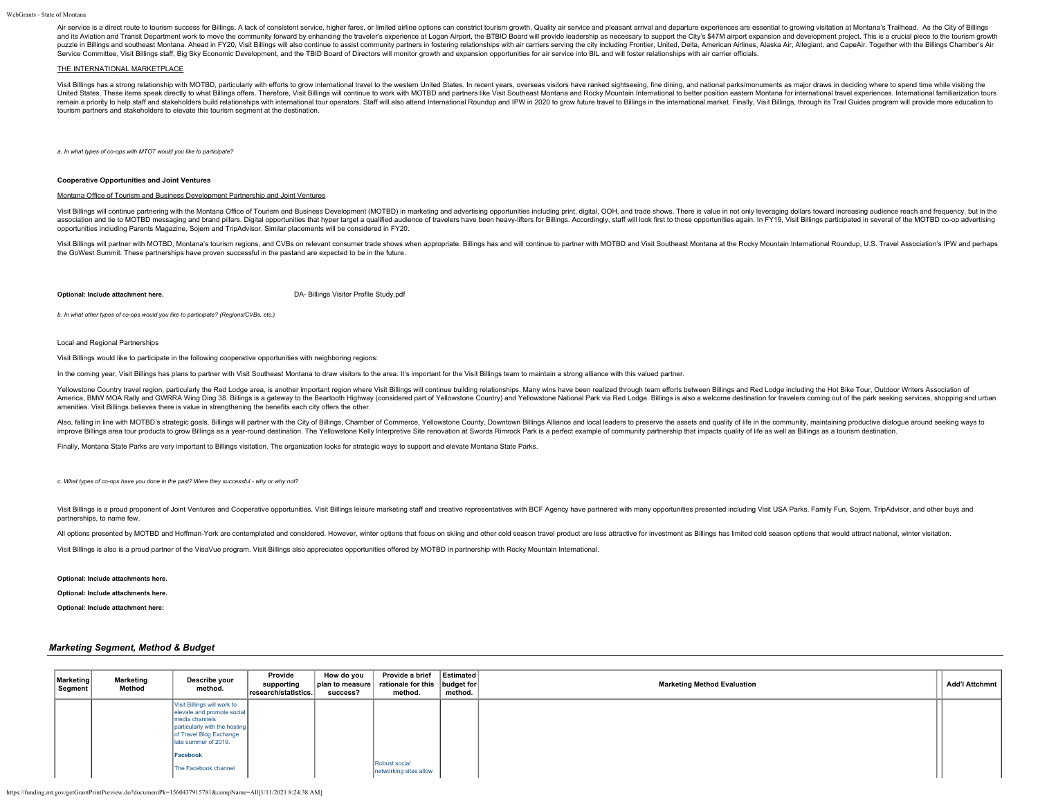Air service is a direct route to tourism success for Billings. A lack of consistent service, higher fares, or limited airline options can constrict tourism growth. Quality air service and pleasant arrival and departure experiences are essential to growing visitation at Montana's Trailhead. As the City of Billings and its Aviation and Transit Department work to move the community forward by enhancing the traveler's experience at Logan Airport, the BTBID Board will provide leadership as necessary to support the City's $47M airport expansion and development project. This is a crucial piece to the tourism growth puzzle in Billings and southeast Montana. Ahead in FY20, Visit Billings will also continue to assist community partners in fostering relationships with air carriers serving the city including Frontier, United, Delta, American Airlines, Alaska Air, Allegiant, and CapeAir. Together with the Billings Chamber's Air Service Committee, Visit Billings staff, Big Sky Economic Development, and the TBID Board of Directors will monitor growth and expansion opportunities for air service into BIL and will foster relationships with air carrier officials.

THE INTERNATIONAL MARKETPLACE

Visit Billings has a strong relationship with MOTBD, particularly with efforts to grow international travel to the western United States. In recent years, overseas visitors have ranked sightseeing, fine dining, and national parks/monuments as major draws in deciding where to spend time while visiting the United States. These items speak directly to what Billings offers. Therefore, Visit Billings will continue to work with MOTBD and partners like Visit Southeast Montana and Rocky Mountain International to better position eastern Montana for international travel experiences. International familiarization tours remain a priority to help staff and stakeholders build relationships with international tour operators. Staff will also attend International Roundup and IPW in 2020 to grow future travel to Billings in the international market. Finally, Visit Billings, through its Trail Guides program will provide more education to tourism partners and stakeholders to elevate this tourism segment at the destination.

*a. In what types of co-ops with MTOT would you like to participate?*

**Cooperative Opportunities and Joint Ventures**

Montana Office of Tourism and Business Development Partnership and Joint Ventures

Visit Billings will continue partnering with the Montana Office of Tourism and Business Development (MOTBD) in marketing and advertising opportunities including print, digital, OOH, and trade shows. There is value in not only leveraging dollars toward increasing audience reach and frequency, but in the association and tie to MOTBD messaging and brand pillars. Digital opportunities that hyper target a qualified audience of travelers have been heavy-lifters for Billings. Accordingly, staff will look first to those opportunities again. In FY19, Visit Billings participated in several of the MOTBD co-op advertising opportunities including Parents Magazine, Sojern and TripAdvisor. Similar placements will be considered in FY20.

Visit Billings will partner with MOTBD, Montana's tourism regions, and CVBs on relevant consumer trade shows when appropriate. Billings has and will continue to partner with MOTBD and Visit Southeast Montana at the Rocky Mountain International Roundup, U.S. Travel Association's IPW and perhaps the GoWest Summit. These partnerships have proven successful in the pastand are expected to be in the future.

**Optional: Include attachment here.** DA- Billings Visitor Profile Study.pdf

*b. In what other types of co-ops would you like to participate? (Regions/CVBs, etc.)*

Local and Regional Partnerships

Visit Billings would like to participate in the following cooperative opportunities with neighboring regions:

In the coming year, Visit Billings has plans to partner with Visit Southeast Montana to draw visitors to the area. It's important for the Visit Billings team to maintain a strong alliance with this valued partner.

Yellowstone Country travel region, particularly the Red Lodge area, is another important region where Visit Billings will continue building relationships. Many wins have been realized through team efforts between Billings and Red Lodge including the Hot Bike Tour, Outdoor Writers Association of America, BMW MOA Rally and GWRRA Wing Ding 38. Billings is a gateway to the Beartooth Highway (considered part of Yellowstone Country) and Yellowstone National Park via Red Lodge. Billings is also a welcome destination for travelers coming out of the park seeking services, shopping and urban amenities. Visit Billings believes there is value in strengthening the benefits each city offers the other.

Also, falling in line with MOTBD's strategic goals, Billings will partner with the City of Billings, Chamber of Commerce, Yellowstone County, Downtown Billings Alliance and local leaders to preserve the assets and quality of life in the community, maintaining productive dialogue around seeking ways to improve Billings area tour products to grow Billings as a year-round destination. The Yellowstone Kelly Interpretive Site renovation at Swords Rimrock Park is a perfect example of community partnership that impacts quality of life as well as Billings as a tourism destination.

Finally, Montana State Parks are very important to Billings visitation. The organization looks for strategic ways to support and elevate Montana State Parks.

*c. What types of co-ops have you done in the past? Were they successful - why or why not?*

Visit Billings is a proud proponent of Joint Ventures and Cooperative opportunities. Visit Billings leisure marketing staff and creative representatives with BCF Agency have partnered with many opportunities presented including Visit USA Parks, Family Fun, Sojern, TripAdvisor, and other buys and partnerships, to name few.

All options presented by MOTBD and Hoffman-York are contemplated and considered. However, winter options that focus on skiing and other cold season travel product are less attractive for investment as Billings has limited cold season options that would attract national, winter visitation.

Visit Billings is also is a proud partner of the VisaVue program. Visit Billings also appreciates opportunities offered by MOTBD in partnership with Rocky Mountain International.

**Optional: Include attachments here.**

**Optional: Include attachments here.**

**Optional: Include attachment here:**

## *Marketing Segment, Method & Budget*

| Marketing Segment | Marketing Method | Describe your method. | Provide supporting research/statistics. | How do you plan to measure success? | Provide a brief rationale for this method. | Estimated budget for method. | Marketing Method Evaluation | Add'l Attchmnt |
|---|---|---|---|---|---|---|---|---|
| | | Visit Billings will work to elevate and promote social media channels particularly with the hosting of Travel Blog Exchange late summer of 2019.<br><br>**Facebook**<br><br>The Facebook channel | | | Robust social networking sites allow | | | |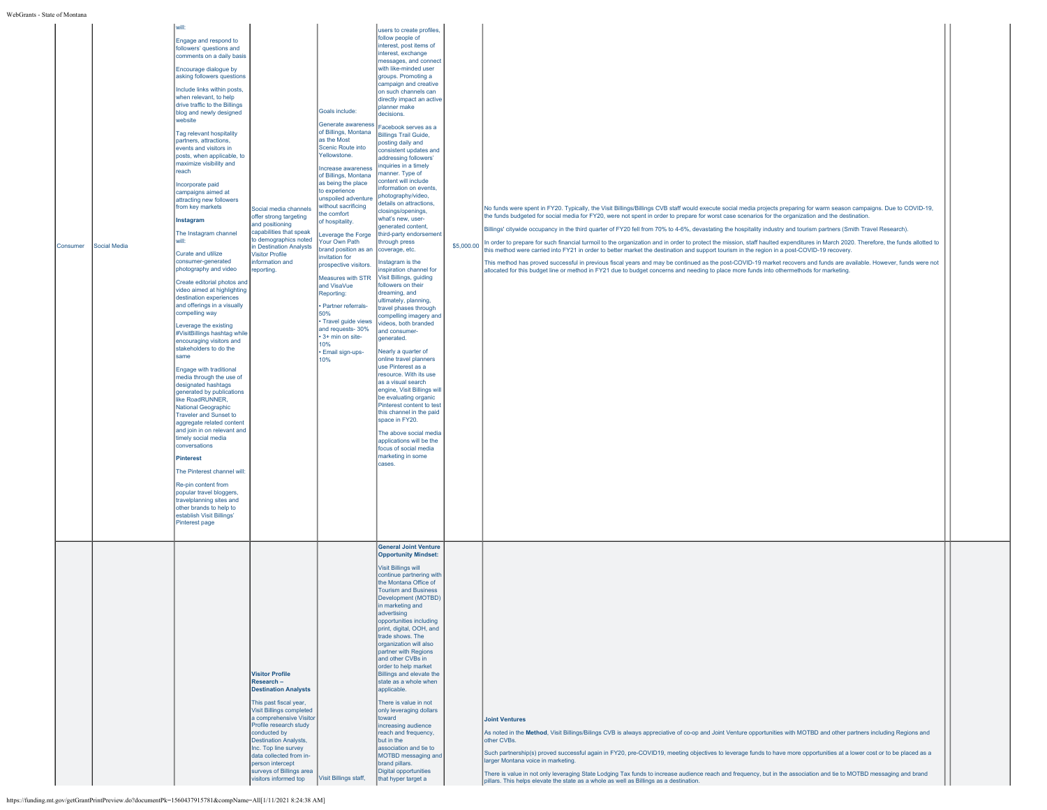| | | | | | | | | | |
|---|---|---|---|---|---|---|---|---|---|
| Consumer | Social Media | will:<br><br>Engage and respond to followers' questions and comments on a daily basis<br><br>Encourage dialogue by asking followers questions<br><br>Include links within posts, when relevant, to help drive traffic to the Billings blog and newly designed website<br><br>Tag relevant hospitality partners, attractions, events and visitors in posts, when applicable, to maximize visibility and reach<br><br>Incorporate paid campaigns aimed at attracting new followers from key markets<br><br>**Instagram**<br><br>The Instagram channel will:<br><br>Curate and utilize consumer-generated photography and video<br><br>Create editorial photos and video aimed at highlighting destination experiences and offerings in a visually compelling way<br><br>Leverage the existing #VisitBillings hashtag while encouraging visitors and stakeholders to do the same<br><br>Engage with traditional media through the use of designated hashtags generated by publications like RoadRUNNER, National Geographic Traveler and Sunset to aggregate related content and join in on relevant and timely social media conversations<br><br>**Pinterest**<br><br>The Pinterest channel will:<br><br>Re-pin content from popular travel bloggers, travelplanning sites and other brands to help to establish Visit Billings' Pinterest page | Social media channels offer strong targeting and positioning capabilities that speak to demographics noted in Destination Analysts Visitor Profile information and reporting. | Goals include:<br><br>Generate awareness of Billings, Montana as the Most Scenic Route into Yellowstone.<br><br>Increase awareness of Billings, Montana as being the place to experience unspoiled adventure without sacrificing the comfort of hospitality.<br><br>Leverage the Forge Your Own Path brand position as an invitation for prospective visitors.<br><br>Measures with STR and VisaVue Reporting:<br><br>• Partner referrals- 50%<br>• Travel guide views and requests- 30%<br>• 3+ min on site- 10%<br>• Email sign-ups- 10% | users to create profiles, follow people of interest, post items of interest, exchange messages, and connect with like-minded user groups. Promoting a campaign and creative on such channels can directly impact an active planner make decisions.<br><br>Facebook serves as a Billings Trail Guide, posting daily and consistent updates and addressing followers' inquiries in a timely manner. Type of content will include information on events, photography/video, details on attractions, closings/openings, what's new, user-generated content, third-party endorsement through press coverage, etc.<br><br>Instagram is the inspiration channel for Visit Billings, guiding followers on their dreaming, and ultimately, planning, travel phases through compelling imagery and videos, both branded and consumer-generated.<br><br>Nearly a quarter of online travel planners use Pinterest as a resource. With its use as a visual search engine, Visit Billings will be evaluating organic Pinterest content to test this channel in the paid space in FY20.<br><br>The above social media applications will be the focus of social media marketing in some cases. | $5,000.00 | No funds were spent in FY20. Typically, the Visit Billings/Billings CVB staff would execute social media projects preparing for warm season campaigns. Due to COVID-19, the funds budgeted for social media for FY20, were not spent in order to prepare for worst case scenarios for the organization and the destination.<br><br>Billings' citywide occupancy in the third quarter of FY20 fell from 70% to 4-6%, devastating the hospitality industry and tourism partners (Smith Travel Research).<br><br>In order to prepare for such financial turmoil to the organization and in order to protect the mission, staff haulted expenditures in March 2020. Therefore, the funds allotted to this method were carried into FY21 in order to better market the destination and support tourism in the region in a post-COVID-19 recovery.<br><br>This method has proved successful in previous fiscal years and may be continued as the post-COVID-19 market recovers and funds are available. However, funds were not allocated for this budget line or method in FY21 due to budget concerns and needing to place more funds into othermethods for marketing. | | |
| | | | **Visitor Profile Research – Destination Analysts**<br><br>This past fiscal year, Visit Billings completed a comprehensive Visitor Profile research study conducted by Destination Analysts, Inc. Top line survey data collected from in-person intercept surveys of Billings area visitors informed top | Visit Billings staff, | **General Joint Venture Opportunity Mindset:**<br><br>Visit Billings will continue partnering with the Montana Office of Tourism and Business Development (MOTBD) in marketing and advertising opportunities including print, digital, OOH, and trade shows. The organization will also partner with Regions and other CVBs in order to help market Billings and elevate the state as a whole when applicable.<br><br>There is value in not only leveraging dollars toward increasing audience reach and frequency, but in the association and tie to MOTBD messaging and brand pillars.<br>Digital opportunities that hyper target a | | **Joint Ventures**<br><br>As noted in the **Method**, Visit Billings/Billings CVB is always appreciative of co-op and Joint Venture opportunities with MOTBD and other partners including Regions and other CVBs.<br><br>Such partnership(s) proved successful again in FY20, pre-COVID19, meeting objectives to leverage funds to have more opportunities at a lower cost or to be placed as a larger Montana voice in marketing.<br><br>There is value in not only leveraging State Lodging Tax funds to increase audience reach and frequency, but in the association and tie to MOTBD messaging and brand pillars. This helps elevate the state as a whole as well as Billings as a destination. | | |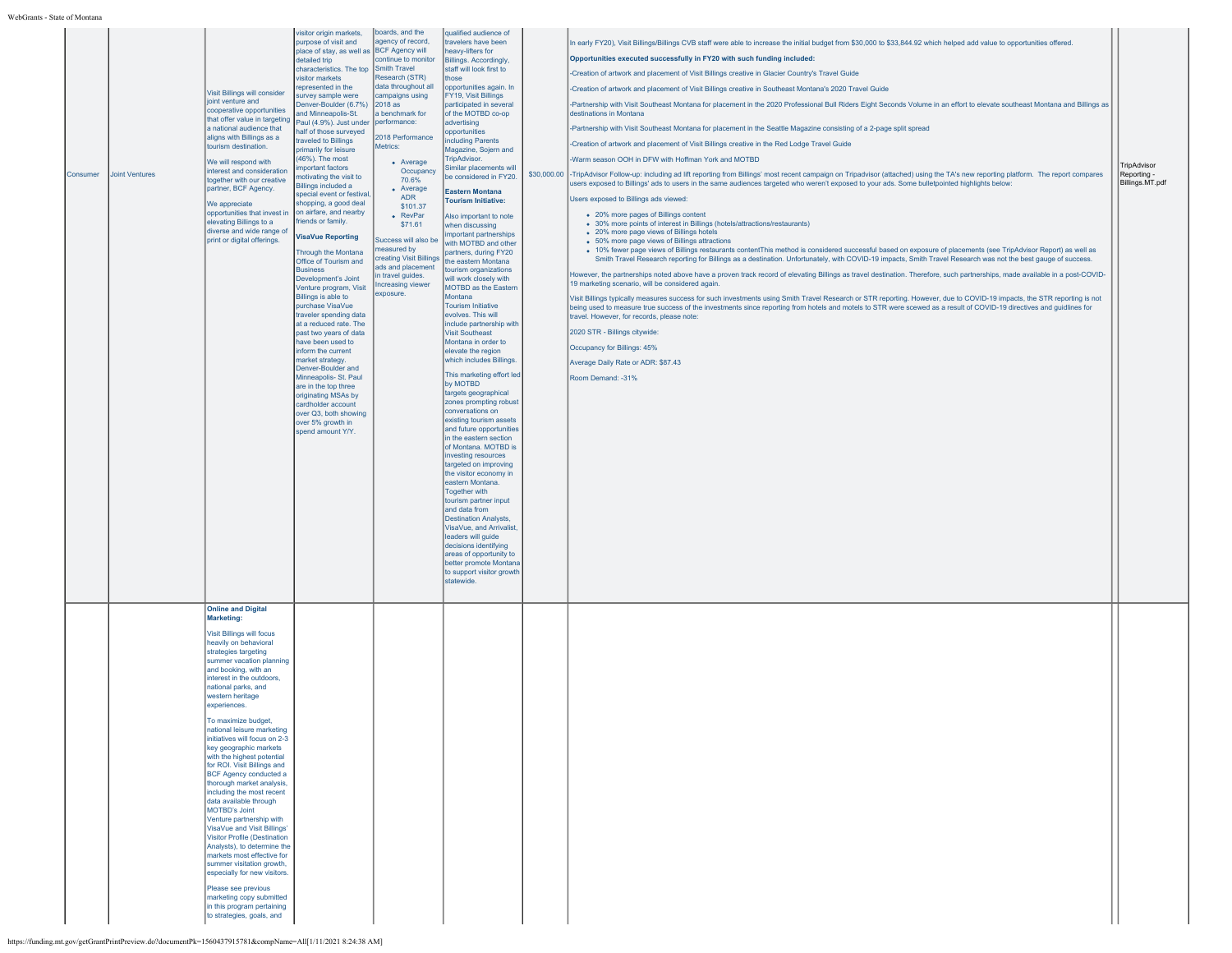| | | | | | | | | |
|---|---|---|---|---|---|---|---|---|
| Consumer | Joint Ventures | Visit Billings will consider joint venture and cooperative opportunities that offer value in targeting a national audience that aligns with Billings as a tourism destination.<br><br>We will respond with interest and consideration together with our creative partner, BCF Agency.<br><br>We appreciate opportunities that invest in elevating Billings to a diverse and wide range of print or digital offerings. | visitor origin markets, purpose of visit and place of stay, as well as detailed trip characteristics. The top visitor markets represented in the survey sample were Denver-Boulder (6.7%) and Minneapolis-St. Paul (4.9%). Just under half of those surveyed traveled to Billings primarily for leisure (46%). The most important factors motivating the visit to Billings included a special event or festival, shopping, a good deal on airfare, and nearby friends or family.<br><br>**VisaVue Reporting**<br><br>Through the Montana Office of Tourism and Business Development's Joint Venture program, Visit Billings is able to purchase VisaVue traveler spending data at a reduced rate. The past two years of data have been used to inform the current market strategy. Denver-Boulder and Minneapolis- St. Paul are in the top three originating MSAs by cardholder account over Q3, both showing over 5% growth in spend amount Y/Y. | boards, and the agency of record, BCF Agency will continue to monitor Smith Travel Research (STR) data throughout all campaigns using 2018 as a benchmark for performance:<br><br>2018 Performance Metrics:<br><br>• Average Occupancy 70.6%<br>• Average ADR $101.37<br>• RevPar $71.61<br><br>Success will also be measured by creating Visit Billings ads and placement in travel guides. Increasing viewer exposure. | qualified audience of travelers have been heavy-lifters for Billings. Accordingly, staff will look first to those opportunities again. In FY19, Visit Billings participated in several of the MOTBD co-op advertising opportunities including Parents Magazine, Sojern and TripAdvisor. Similar placements will be considered in FY20.<br><br>**Eastern Montana Tourism Initiative:**<br><br>Also important to note when discussing important partnerships with MOTBD and other partners, during FY20 the eastern Montana tourism organizations will work closely with MOTBD as the Eastern Montana Tourism Initiative evolves. This will include partnership with Visit Southeast Montana in order to elevate the region which includes Billings.<br><br>This marketing effort led by MOTBD targets geographical zones prompting robust conversations on existing tourism assets and future opportunities in the eastern section of Montana. MOTBD is investing resources targeted on improving the visitor economy in eastern Montana. Together with tourism partner input and data from Destination Analysts, VisaVue, and Arrivalist, leaders will guide decisions identifying areas of opportunity to better promote Montana to support visitor growth statewide. | $30,000.00 | In early FY20), Visit Billings/Billings CVB staff were able to increase the initial budget from $30,000 to $33,844.92 which helped add value to opportunities offered.<br><br>**Opportunities executed successfully in FY20 with such funding included:**<br><br>-Creation of artwork and placement of Visit Billings creative in Glacier Country's Travel Guide<br><br>-Creation of artwork and placement of Visit Billings creative in Southeast Montana's 2020 Travel Guide<br><br>-Partnership with Visit Southeast Montana for placement in the 2020 Professional Bull Riders Eight Seconds Volume in an effort to elevate southeast Montana and Billings as destinations in Montana<br><br>-Partnership with Visit Southeast Montana for placement in the Seattle Magazine consisting of a 2-page split spread<br><br>-Creation of artwork and placement of Visit Billings creative in the Red Lodge Travel Guide<br><br>-Warm season OOH in DFW with Hoffman York and MOTBD<br><br>-TripAdvisor Follow-up: including ad lift reporting from Billings' most recent campaign on Tripadvisor (attached) using the TA's new reporting platform. The report compares users exposed to Billings' ads to users in the same audiences targeted who weren't exposed to your ads. Some bulletpointed highlights below:<br><br>Users exposed to Billings ads viewed:<br><br>• 20% more pages of Billings content<br>• 30% more points of interest in Billings (hotels/attractions/restaurants)<br>• 20% more page views of Billings hotels<br>• 50% more page views of Billings attractions<br>• 10% fewer page views of Billings restaurants contentThis method is considered successful based on exposure of placements (see TripAdvisor Report) as well as Smith Travel Research reporting for Billings as a destination. Unfortunately, with COVID-19 impacts, Smith Travel Research was not the best gauge of success.<br><br>However, the partnerships noted above have a proven track record of elevating Billings as travel destination. Therefore, such partnerships, made available in a post-COVID-19 marketing scenario, will be considered again.<br><br>Visit Billings typically measures success for such investments using Smith Travel Research or STR reporting. However, due to COVID-19 impacts, the STR reporting is not being used to measure true success of the investments since reporting from hotels and motels to STR were scewed as a result of COVID-19 directives and guidlines for travel. However, for records, please note:<br><br>2020 STR - Billings citywide:<br><br>Occupancy for Billings: 45%<br><br>Average Daily Rate or ADR: $87.43<br><br>Room Demand: -31% | TripAdvisor Reporting - Billings.MT.pdf |
| | | **Online and Digital Marketing:**<br><br>Visit Billings will focus heavily on behavioral strategies targeting summer vacation planning and booking, with an interest in the outdoors, national parks, and western heritage experiences.<br><br>To maximize budget, national leisure marketing initiatives will focus on 2-3 key geographic markets with the highest potential for ROI. Visit Billings and BCF Agency conducted a thorough market analysis, including the most recent data available through MOTBD's Joint Venture partnership with VisaVue and Visit Billings' Visitor Profile (Destination Analysts), to determine the markets most effective for summer visitation growth, especially for new visitors.<br><br>Please see previous marketing copy submitted in this program pertaining to strategies, goals, and | | | | | | |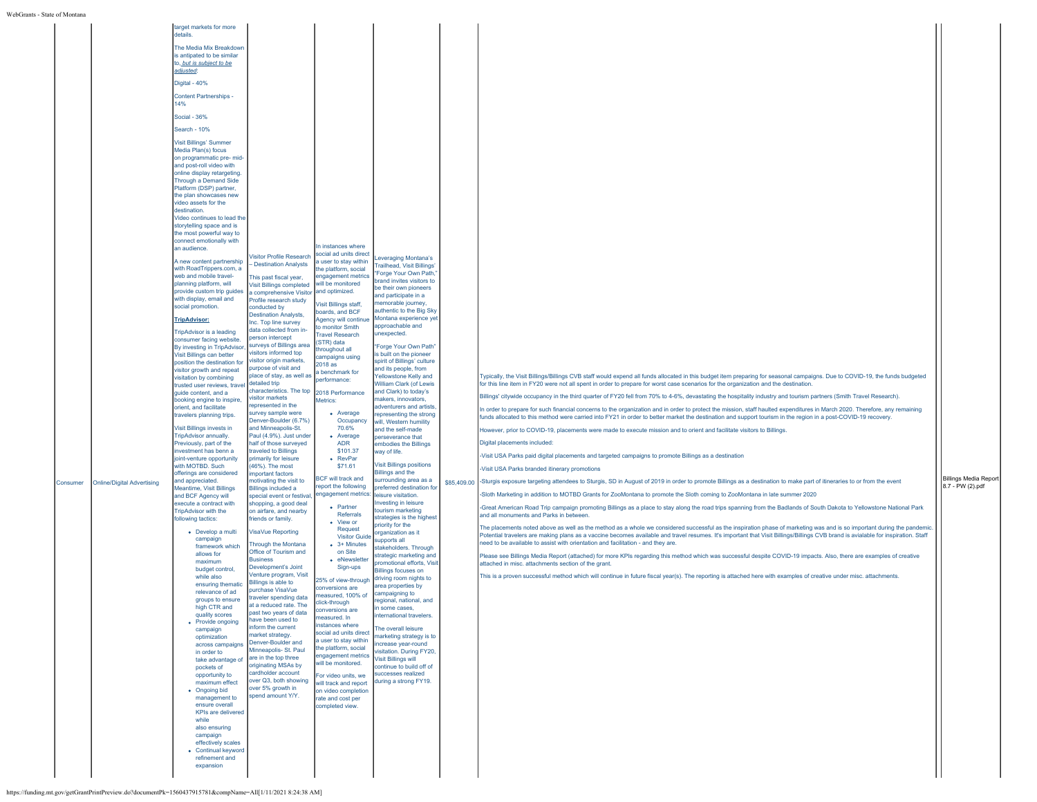| | | | | | | | | |
|---|---|---|---|---|---|---|---|---|
| Consumer | Online/Digital Advertising | target markets for more details.<br><br>The Media Mix Breakdown is antipated to be similar to, ***but is subject to be adjusted***:<br><br>Digital - 40%<br><br>Content Partnerships - 14%<br><br>Social - 36%<br><br>Search - 10%<br><br>Visit Billings' Summer Media Plan(s) focus on programmatic pre- mid- and post-roll video with online display retargeting. Through a Demand Side Platform (DSP) partner, the plan showcases new video assets for the destination.<br>Video continues to lead the storytelling space and is the most powerful way to connect emotionally with an audience.<br><br>A new content partnership with RoadTrippers.com, a web and mobile travel-planning platform, will provide custom trip guides with display, email and social promotion.<br><br>**TripAdvisor:**<br><br>TripAdvisor is a leading consumer facing website. By investing in TripAdvisor, Visit Billings can better position the destination for visitor growth and repeat visitation by combining trusted user reviews, travel guide content, and a booking engine to inspire, orient, and facilitate travelers planning trips.<br><br>Visit Billings invests in TripAdvisor annually. Previously, part of the investment has benn a joint-venture opportunity with MOTBD. Such offerings are considered and appreciated. Meantime, Visit Billings and BCF Agency will execute a contract with TripAdvisor with the following tactics:<br><br>- Develop a multi campaign framework which allows for maximum budget control, while also ensuring thematic relevance of ad groups to ensure high CTR and quality scores<br>- Provide ongoing campaign optimization across campaigns in order to take advantage of pockets of opportunity to maximum effect<br>- Ongoing bid management to ensure overall KPIs are delivered while also ensuring campaign effectively scales<br>- Continual keyword refinement and expansion | Visitor Profile Research – Destination Analysts<br><br>This past fiscal year, Visit Billings completed a comprehensive Visitor Profile research study conducted by Destination Analysts, Inc. Top line survey data collected from in-person intercept surveys of Billings area visitors informed top visitor origin markets, purpose of visit and place of stay, as well as detailed trip characteristics. The top visitor markets represented in the survey sample were Denver-Boulder (6.7%) and Minneapolis-St. Paul (4.9%). Just under half of those surveyed traveled to Billings primarily for leisure (46%). The most important factors motivating the visit to Billings included a special event or festival, shopping, a good deal on airfare, and nearby friends or family.<br><br>VisaVue Reporting<br><br>Through the Montana Office of Tourism and Business Development's Joint Venture program, Visit Billings is able to purchase VisaVue traveler spending data at a reduced rate. The past two years of data have been used to inform the current market strategy. Denver-Boulder and Minneapolis- St. Paul are in the top three originating MSAs by cardholder account over Q3, both showing over 5% growth in spend amount Y/Y. | In instances where social ad units direct a user to stay within the platform, social engagement metrics will be monitored and optimized.<br><br>Visit Billings staff, boards, and BCF Agency will continue to monitor Smith Travel Research (STR) data throughout all campaigns using 2018 as a benchmark for performance:<br><br>2018 Performance Metrics:<br><br>- Average Occupancy 70.6%<br>- Average ADR $101.37<br>- RevPar $71.61<br><br>BCF will track and report the following engagement metrics:<br><br>- Partner Referrals<br>- View or Request Visitor Guide<br>- 3+ Minutes on Site<br>- eNewsletter Sign-ups<br><br>25% of view-through conversions are measured, 100% of click-through conversions are measured. In instances where social ad units direct a user to stay within the platform, social engagement metrics will be monitored.<br><br>For video units, we will track and report on video completion rate and cost per completed view. | Leveraging Montana's Trailhead, Visit Billings' "Forge Your Own Path," brand invites visitors to be their own pioneers and participate in a memorable journey, authentic to the Big Sky Montana experience yet approachable and unexpected.<br><br>"Forge Your Own Path" is built on the pioneer spirit of Billings' culture and its people, from Yellowstone Kelly and William Clark (of Lewis and Clark) to today's makers, innovators, adventurers and artists, representing the strong will, Western humility and the self-made perseverance that embodies the Billings way of life.<br><br>Visit Billings positions Billings and the surrounding area as a preferred destination for leisure visitation. Investing in leisure tourism marketing strategies is the highest priority for the organization as it supports all stakeholders. Through strategic marketing and promotional efforts, Visit Billings focuses on driving room nights to area properties by campaigning to regional, national, and in some cases, international travelers.<br><br>The overall leisure marketing strategy is to increase year-round visitation. During FY20, Visit Billings will continue to build off of successes realized during a strong FY19. | $85,409.00 | Typically, the Visit Billings/Billings CVB staff would expend all funds allocated in this budget item preparing for seasonal campaigns. Due to COVID-19, the funds budgeted for this line item in FY20 were not all spent in order to prepare for worst case scenarios for the organization and the destination.<br><br>Billings' citywide occupancy in the third quarter of FY20 fell from 70% to 4-6%, devastating the hospitality industry and tourism partners (Smith Travel Research).<br><br>In order to prepare for such financial concerns to the organization and in order to protect the mission, staff haulted expenditures in March 2020. Therefore, any remaining funds allocated to this method were carried into FY21 in order to better market the destination and support tourism in the region in a post-COVID-19 recovery.<br><br>However, prior to COVID-19, placements were made to execute mission and to orient and facilitate visitors to Billings.<br><br>Digital placements included:<br><br>-Visit USA Parks paid digital placements and targeted campaigns to promote Billings as a destination<br><br>-Visit USA Parks branded itinerary promotions<br><br>-Sturgis exposure targeting attendees to Sturgis, SD in August of 2019 in order to promote Billings as a destination to make part of itineraries to or from the event<br><br>-Sloth Marketing in addition to MOTBD Grants for ZooMontana to promote the Sloth coming to ZooMontana in late summer 2020<br><br>-Great American Road Trip campaign promoting Billings as a place to stay along the road trips spanning from the Badlands of South Dakota to Yellowstone National Park and all monuments and Parks in between.<br><br>The placements noted above as well as the method as a whole we considered successful as the inspiration phase of marketing was and is so important during the pandemic. Potential travelers are making plans as a vaccine becomes available and travel resumes. It's important that Visit Billings/Billings CVB brand is aviailable for inspiration. Staff need to be available to assist with orientation and facilitation - and they are.<br><br>Please see Billings Media Report (attached) for more KPIs regarding this method which was successful despite COVID-19 impacts. Also, there are examples of creative attached in misc. attachments section of the grant.<br><br>This is a proven successful method which will continue in future fiscal year(s). The reporting is attached here with examples of creative under misc. attachments. | Billings Media Report 8.7 - PW (2).pdf |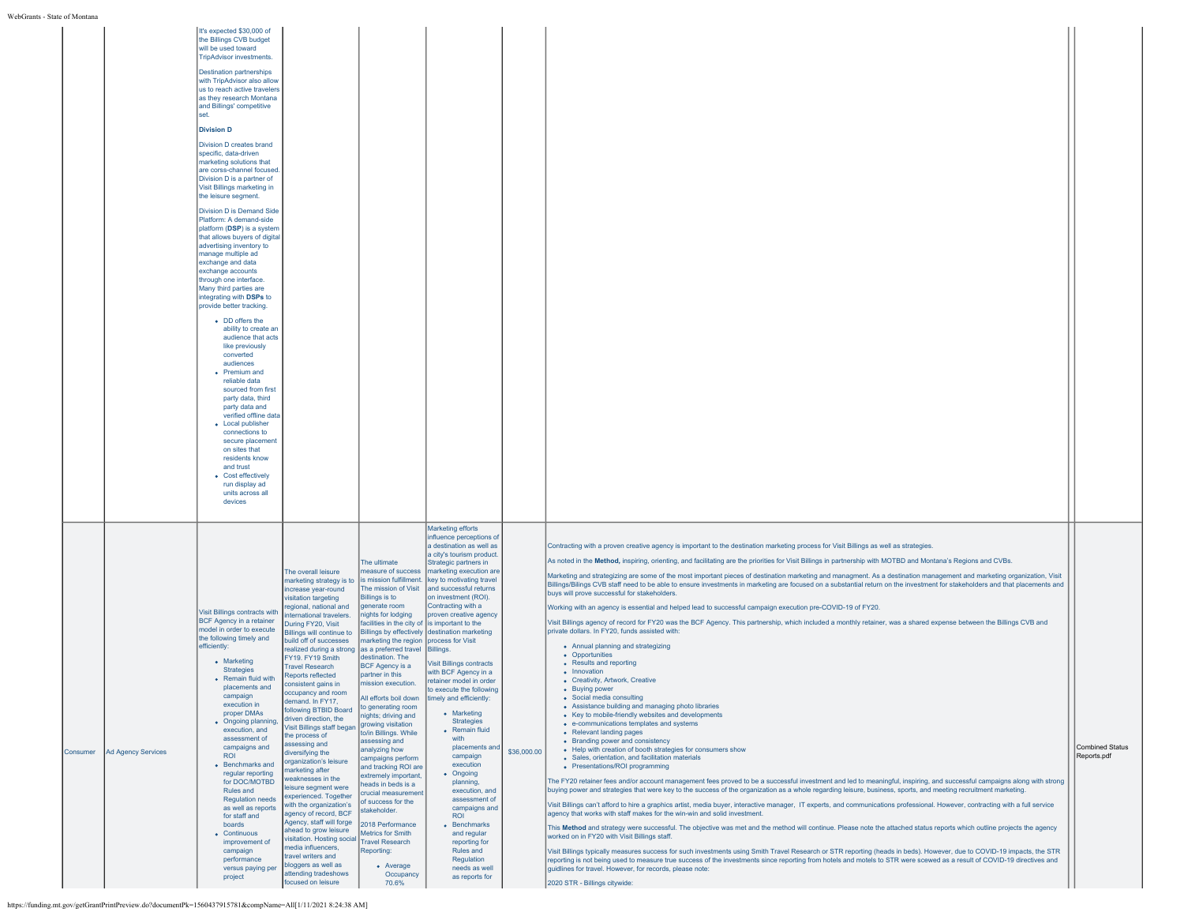| | | | | | | | | |
|---|---|---|---|---|---|---|---|---|
| | | It's expected $30,000 of the Billings CVB budget will be used toward TripAdvisor investments.<br><br>Destination partnerships with TripAdvisor also allow us to reach active travelers as they research Montana and Billings' competitive set.<br><br>**Division D**<br><br>Division D creates brand specific, data-driven marketing solutions that are corss-channel focused. Division D is a partner of Visit Billings marketing in the leisure segment.<br><br>Division D is Demand Side Platform: A demand-side platform (**DSP**) is a system that allows buyers of digital advertising inventory to manage multiple ad exchange and data exchange accounts through one interface. Many third parties are integrating with **DSPs** to provide better tracking.<br><br>• DD offers the ability to create an audience that acts like previously converted audiences<br>• Premium and reliable data sourced from first party data, third party data and verified offline data<br>• Local publisher connections to secure placement on sites that residents know and trust<br>• Cost effectively run display ad units across all devices | | | | | | |
| Consumer | Ad Agency Services | Visit Billings contracts with BCF Agency in a retainer model in order to execute the following timely and efficiently:<br><br>• Marketing Strategies<br>• Remain fluid with placements and campaign execution in proper DMAs<br>• Ongoing planning, execution, and assessment of campaigns and ROI<br>• Benchmarks and regular reporting for DOC/MOTBD Rules and Regulation needs as well as reports for staff and boards<br>• Continuous improvement of campaign performance versus paying per project | The overall leisure marketing strategy is to increase year-round visitation targeting regional, national and international travelers. During FY20, Visit Billings will continue to build off of successes realized during a strong FY19. FY19 Smith Travel Research Reports reflected consistent gains in occupancy and room demand. In FY17, following BTBID Board driven direction, the Visit Billings staff began the process of assessing and diversifying the organization's leisure marketing after weaknesses in the leisure segment were experienced. Together with the organization's agency of record, BCF Agency, staff will forge ahead to grow leisure visitation. Hosting social media influencers, travel writers and bloggers as well as attending tradeshows focused on leisure | The ultimate measure of success is mission fulfillment. The mission of Visit Billings is to generate room nights for lodging facilities in the city of Billings by effectively marketing the region as a preferred travel destination. The BCF Agency is a partner in this mission execution.<br><br>All efforts boil down to generating room nights; driving and growing visitation to/in Billings. While assessing and analyzing how campaigns perform and tracking ROI are extremely important, heads in beds is a crucial measurement of success for the stakeholder.<br><br>2018 Performance Metrics for Smith Travel Research Reporting:<br><br>• Average Occupancy 70.6% | Marketing efforts influence perceptions of a destination as well as a city's tourism product. Strategic partners in marketing execution are key to motivating travel and successful returns on investment (ROI). Contracting with a proven creative agency is important to the destination marketing process for Visit Billings.<br><br>Visit Billings contracts with BCF Agency in a retainer model in order to execute the following timely and efficiently:<br><br>• Marketing Strategies<br>• Remain fluid with placements and campaign execution<br>• Ongoing planning, execution, and assessment of campaigns and ROI<br>• Benchmarks and regular reporting for Rules and Regulation needs as well as reports for | $36,000.00 | Contracting with a proven creative agency is important to the destination marketing process for Visit Billings as well as strategies.<br><br>As noted in the **Method,** inspiring, orienting, and facilitating are the priorities for Visit Billings in partnership with MOTBD and Montana's Regions and CVBs.<br><br>Marketing and strategizing are some of the most important pieces of destination marketing and managment. As a destination management and marketing organization, Visit Billings/Bilings CVB staff need to be able to ensure investments in marketing are focused on a substantial return on the investment for stakeholders and that placements and buys will prove successful for stakeholders.<br><br>Working with an agency is essential and helped lead to successful campaign execution pre-COVID-19 of FY20.<br><br>Visit Billings agency of record for FY20 was the BCF Agency. This partnership, which included a monthly retainer, was a shared expense between the Billings CVB and private dollars. In FY20, funds assisted with:<br><br>• Annual planning and strategizing<br>• Opportunities<br>• Results and reporting<br>• Innovation<br>• Creativity, Artwork, Creative<br>• Buying power<br>• Social media consulting<br>• Assistance building and managing photo libraries<br>• Key to mobile-friendly websites and developments<br>• e-communications templates and systems<br>• Relevant landing pages<br>• Branding power and consistency<br>• Help with creation of booth strategies for consumers show<br>• Sales, orientation, and facilitation materials<br>• Presentations/ROI programming<br><br>The FY20 retainer fees and/or account management fees proved to be a successful investment and led to meaningful, inspiring, and successful campaigns along with strong buying power and strategies that were key to the success of the organization as a whole regarding leisure, business, sports, and meeting recruitment marketing.<br><br>Visit Billings can't afford to hire a graphics artist, media buyer, interactive manager, IT experts, and communications professional. However, contracting with a full service agency that works with staff makes for the win-win and solid investment.<br><br>This **Method** and strategy were successful. The objective was met and the method will continue. Please note the attached status reports which outline projects the agency worked on in FY20 with Visit Billings staff.<br><br>Visit Billings typically measures success for such investments using Smith Travel Research or STR reporting (heads in beds). However, due to COVID-19 impacts, the STR reporting is not being used to measure true success of the investments since reporting from hotels and motels to STR were scewed as a result of COVID-19 directives and guidlines for travel. However, for records, please note:<br><br>2020 STR - Billings citywide: | Combined Status Reports.pdf |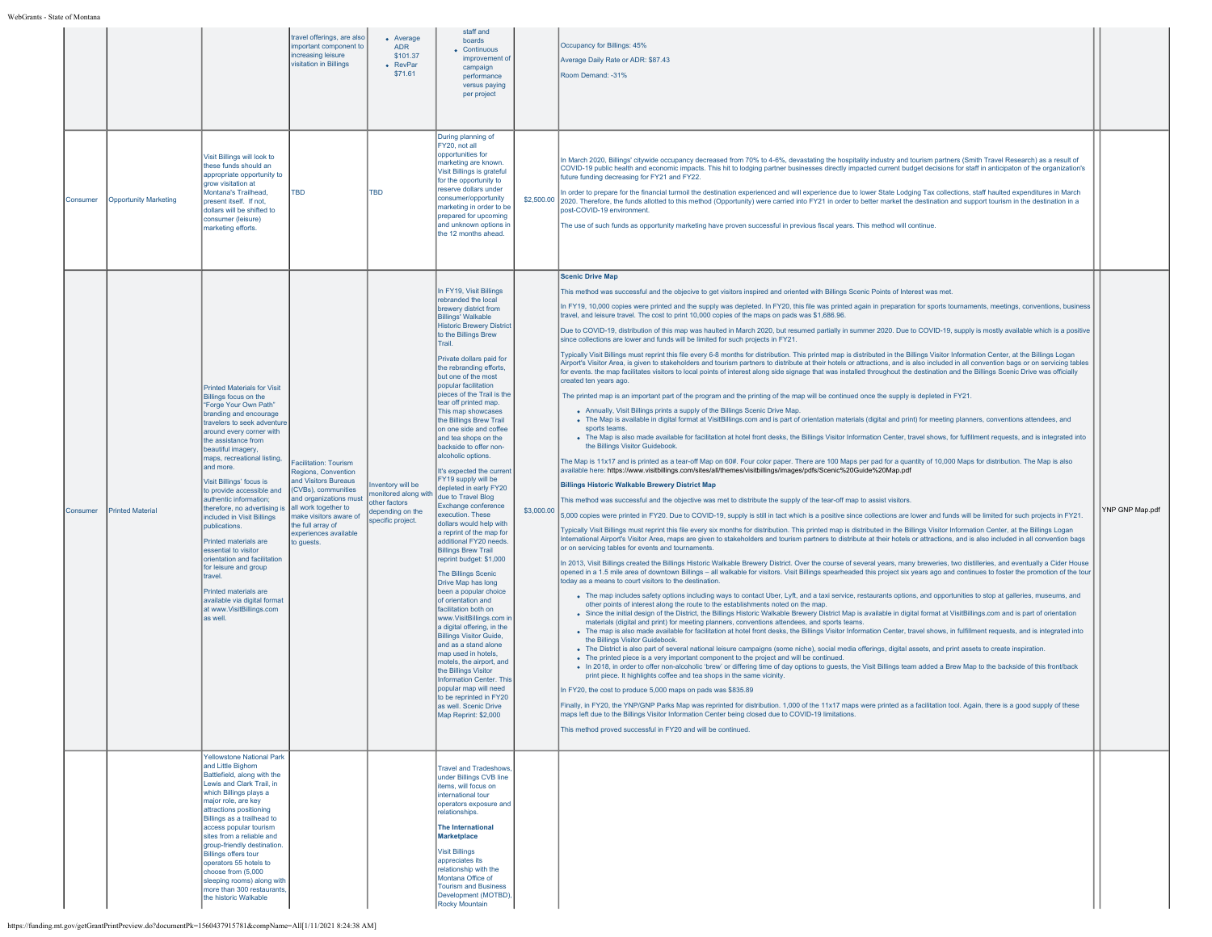| | | | | | | | | |
|---|---|---|---|---|---|---|---|---|
| | | | travel offerings, are also important component to increasing leisure visitation in Billings | • Average ADR $101.37<br>• RevPar $71.61 | staff and boards<br>• Continuous improvement of campaign performance versus paying per project | | Occupancy for Billings: 45%<br><br>Average Daily Rate or ADR: $87.43<br><br>Room Demand: -31% | |
| Consumer | Opportunity Marketing | Visit Billings will look to these funds should an appropriate opportunity to grow visitation at Montana's Trailhead, present itself. If not, dollars will be shifted to consumer (leisure) marketing efforts. | TBD | TBD | During planning of FY20, not all opportunities for marketing are known. Visit Billings is grateful for the opportunity to reserve dollars under consumer/opportunity marketing in order to be prepared for upcoming and unknown options in the 12 months ahead. | $2,500.00 | In March 2020, Billings' citywide occupancy decreased from 70% to 4-6%, devastating the hospitality industry and tourism partners (Smith Travel Research) as a result of COVID-19 public health and economic impacts. This hit to lodging partner businesses directly impacted current budget decisions for staff in anticipaton of the organization's future funding decreasing for FY21 and FY22.<br><br>In order to prepare for the financial turmoil the destination experienced and will experience due to lower State Lodging Tax collections, staff haulted expenditures in March 2020. Therefore, the funds allotted to this method (Opportunity) were carried into FY21 in order to better market the destination and support tourism in the destination in a post-COVID-19 environment.<br><br>The use of such funds as opportunity marketing have proven successful in previous fiscal years. This method will continue. | |
| Consumer | Printed Material | Printed Materials for Visit Billings focus on the "Forge Your Own Path" branding and encourage travelers to seek adventure around every corner with the assistance from beautiful imagery, maps, recreational listing, and more.<br><br>Visit Billings' focus is to provide accessible and authentic information; therefore, no advertising is included in Visit Billings publications.<br><br>Printed materials are essential to visitor orientation and facilitation for leisure and group travel.<br><br>Printed materials are available via digital format at www.VisitBillings.com as well. | Facilitation: Tourism Regions, Convention and Visitors Bureaus (CVBs), communities and organizations must all work together to make visitors aware of the full array of experiences available to guests. | Inventory will be monitored along with other factors depending on the specific project. | In FY19, Visit Billings rebranded the local brewery district from Billings' Walkable Historic Brewery District to the Billings Brew Trail.<br><br>Private dollars paid for the rebranding efforts, but one of the most popular facilitation pieces of the Trail is the tear off printed map. This map showcases the Billings Brew Trail on one side and coffee and tea shops on the backside to offer non-alcoholic options.<br><br>It's expected the current FY19 supply will be depleted in early FY20 due to Travel Blog Exchange conference execution. These dollars would help with a reprint of the map for additional FY20 needs. Billings Brew Trail reprint budget: $1,000<br><br>The Billings Scenic Drive Map has long been a popular choice of orientation and facilitation both on www.VisitBillings.com in a digital offering, in the Billings Visitor Guide, and as a stand alone map used in hotels, motels, the airport, and the Billings Visitor Information Center. This popular map will need to be reprinted in FY20 as well. Scenic Drive Map Reprint: $2,000 | $3,000.00 | **Scenic Drive Map**<br><br>This method was successful and the objective to get visitors inspired and oriented with Billings Scenic Points of Interest was met.<br><br>In FY19, 10,000 copies were printed and the supply was depleted. In FY20, this file was printed again in preparation for sports tournaments, meetings, conventions, business travel, and leisure travel. The cost to print 10,000 copies of the maps on pads was $1,686.96.<br><br>Due to COVID-19, distribution of this map was haulted in March 2020, but resumed partially in summer 2020. Due to COVID-19, supply is mostly available which is a positive since collections are lower and funds will be limited for such projects in FY21.<br><br>Typically Visit Billings must reprint this file every 6-8 months for distribution. This printed map is distributed in the Billings Visitor Information Center, at the Billings Logan Airport's Visitor Area, is given to stakeholders and tourism partners to distribute at their hotels or attractions, and is also included in all convention bags or on servicing tables for events. the map facilitates visitors to local points of interest along side signage that was installed throughout the destination and the Billings Scenic Drive was officially created ten years ago.<br><br>The printed map is an important part of the program and the printing of the map will be continued once the supply is depleted in FY21.<br><br>• Annually, Visit Billings prints a supply of the Billings Scenic Drive Map.<br>• The Map is available in digital format at VisitBillings.com and is part of orientation materials (digital and print) for meeting planners, conventions attendees, and sports teams.<br>• The Map is also made available for facilitation at hotel front desks, the Billings Visitor Information Center, travel shows, for fulfillment requests, and is integrated into the Billings Visitor Guidebook.<br><br>The Map is 11x17 and is printed as a tear-off Map on 60#. Four color paper. There are 100 Maps per pad for a quantity of 10,000 Maps for distribution. The Map is also available here: https://www.visitbillings.com/sites/all/themes/visitbillings/images/pdfs/Scenic%20Guide%20Map.pdf<br><br>**Billings Historic Walkable Brewery District Map**<br><br>This method was successful and the objective was met to distribute the supply of the tear-off map to assist visitors.<br><br>5,000 copies were printed in FY20. Due to COVID-19, supply is still in tact which is a positive since collections are lower and funds will be limited for such projects in FY21.<br><br>Typically Visit Billings must reprint this file every six months for distribution. This printed map is distributed in the Billings Visitor Information Center, at the Billings Logan International Airport's Visitor Area, maps are given to stakeholders and tourism partners to distribute at their hotels or attractions, and is also included in all convention bags or on servicing tables for events and tournaments.<br><br>In 2013, Visit Billings created the Billings Historic Walkable Brewery District. Over the course of several years, many breweries, two distilleries, and eventually a Cider House opened in a 1.5 mile area of downtown Billings – all walkable for visitors. Visit Billings spearheaded this project six years ago and continues to foster the promotion of the tour today as a means to court visitors to the destination.<br><br>• The map includes safety options including ways to contact Uber, Lyft, and a taxi service, restaurants options, and opportunities to stop at galleries, museums, and other points of interest along the route to the establishments noted on the map.<br>• Since the initial design of the District, the Billings Historic Walkable Brewery District Map is available in digital format at VisitBillings.com and is part of orientation materials (digital and print) for meeting planners, conventions attendees, and sports teams.<br>• The map is also made available for facilitation at hotel front desks, the Billings Visitor Information Center, travel shows, in fulfillment requests, and is integrated into the Billings Visitor Guidebook.<br>• The District is also part of several national leisure campaigns (some niche), social media offerings, digital assets, and print assets to create inspiration.<br>• The printed piece is a very important component to the project and will be continued.<br>• In 2018, in order to offer non-alcoholic 'brew' or differing time of day options to guests, the Visit Billings team added a Brew Map to the backside of this front/back print piece. It highlights coffee and tea shops in the same vicinity.<br><br>In FY20, the cost to produce 5,000 maps on pads was $835.89<br><br>Finally, in FY20, the YNP/GNP Parks Map was reprinted for distribution. 1,000 of the 11x17 maps were printed as a facilitation tool. Again, there is a good supply of these maps left due to the Billings Visitor Information Center being closed due to COVID-19 limitations.<br><br>This method proved successful in FY20 and will be continued. | YNP GNP Map.pdf |
| | | Yellowstone National Park and Little Bighorn Battlefield, along with the Lewis and Clark Trail, in which Billings plays a major role, are key attractions positioning Billings as a trailhead to access popular tourism sites from a reliable and group-friendly destination. Billings offers tour operators 55 hotels to choose from (5,000 sleeping rooms) along with more than 300 restaurants, the historic Walkable | | | Travel and Tradeshows, under Billings CVB line items, will focus on international tour operators exposure and relationships.<br><br>**The International Marketplace**<br><br>Visit Billings appreciates its relationship with the Montana Office of Tourism and Business Development (MOTBD), Rocky Mountain | | | |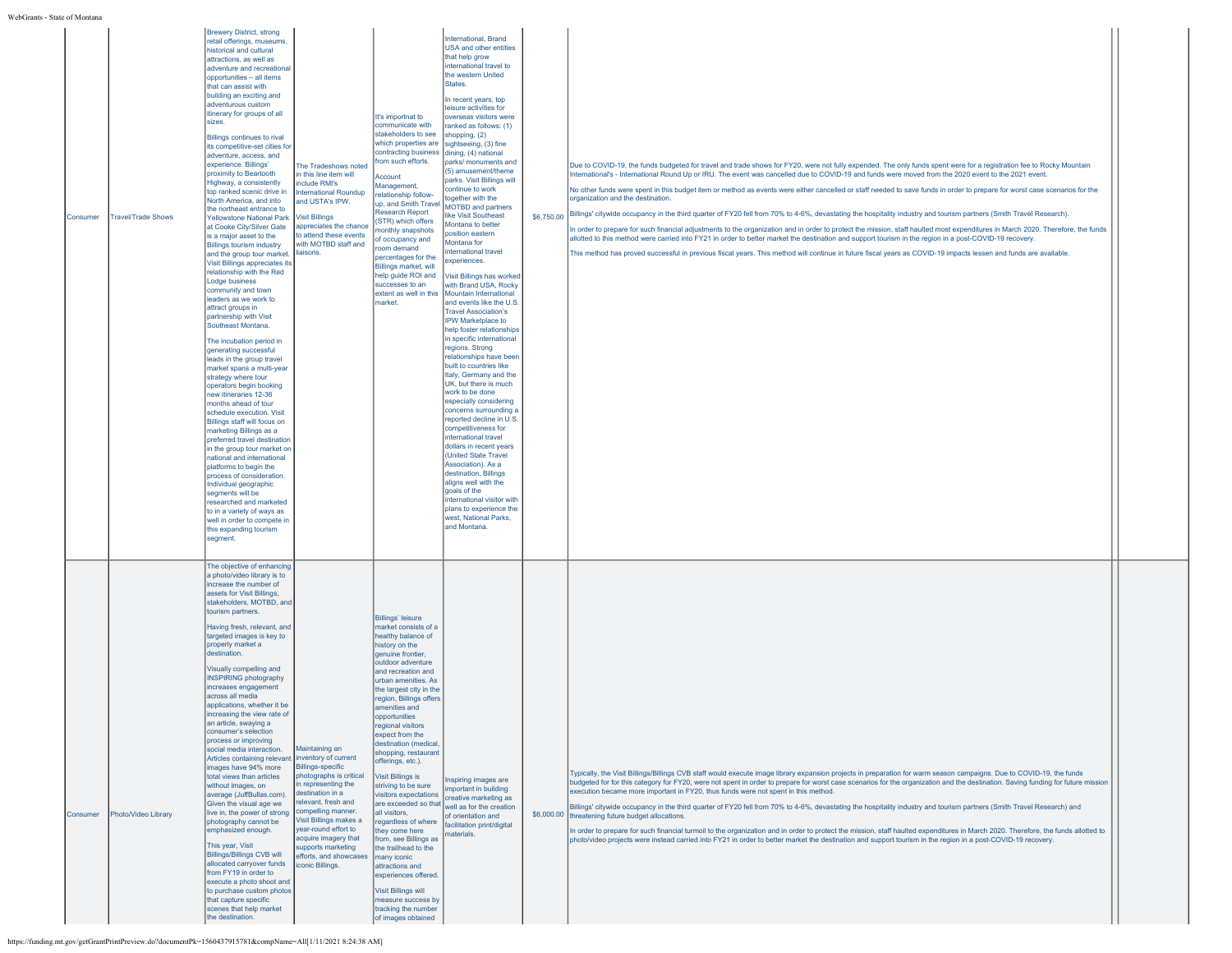| Consumer | Travel/Trade Shows | Brewery District, strong retail offerings, museums, historical and cultural attractions, as well as adventure and recreational opportunities – all items that can assist with building an exciting and adventurous custom itinerary for groups of all sizes.<br><br>Billings continues to rival its competitive-set cities for adventure, access, and experience. Billings' proximity to Beartooth Highway, a consistently top ranked scenic drive in North America, and into the northeast entrance to Yellowstone National Park at Cooke City/Silver Gate is a major asset to the Billings tourism industry and the group tour market. Visit Billings appreciates its relationship with the Red Lodge business community and town leaders as we work to attract groups in partnership with Visit Southeast Montana.<br><br>The incubation period in generating successful leads in the group travel market spans a multi-year strategy where tour operators begin booking new itineraries 12-36 months ahead of tour schedule execution. Visit Billings staff will focus on marketing Billings as a preferred travel destination in the group tour market on national and international platforms to begin the process of consideration. Individual geographic segments will be researched and marketed to in a variety of ways as well in order to compete in this expanding tourism segment. | The Tradeshows noted in this line item will include RMI's International Roundup and USTA's IPW.<br><br>Visit Billings appreciates the chance to attend these events with MOTBD staff and liaisons. | It's importnat to communicate with stakeholders to see which properties are contracting business from such efforts.<br><br>Account Management, relationship follow-up, and Smith Travel Research Report (STR) which offers monthly snapshots of occupancy and room demand percentages for the Billings market, will help guide ROI and successes to an extent as well in this market. | International, Brand USA and other entities that help grow international travel to the western United States.<br><br>In recent years, top leisure activities for overseas visitors were ranked as follows: (1) shopping, (2) sightseeing, (3) fine dining, (4) national parks/ monuments and (5) amusement/theme parks. Visit Billings will continue to work together with the MOTBD and partners like Visit Southeast Montana to better position eastern Montana for international travel experiences.<br><br>Visit Billings has worked with Brand USA, Rocky Mountain International and events like the U.S. Travel Association's IPW Marketplace to help foster relationships in specific international regions. Strong relationships have been built to countries like Italy, Germany and the UK, but there is much work to be done especially considering concerns surrounding a reported decline in U.S. competitiveness for international travel dollars in recent years (United State Travel Association). As a destination, Billings aligns well with the goals of the international visitor with plans to experience the west, National Parks, and Montana. | $6,750.00 | Due to COVID-19, the funds budgeted for travel and trade shows for FY20, were not fully expended. The only funds spent were for a registration fee to Rocky Mountain International's - International Round Up or IRU. The event was cancelled due to COVID-19 and funds were moved from the 2020 event to the 2021 event.<br><br>No other funds were spent in this budget item or method as events were either cancelled or staff needed to save funds in order to prepare for worst case scenarios for the organization and the destination.<br><br>Billings' citywide occupancy in the third quarter of FY20 fell from 70% to 4-6%, devastating the hospitality industry and tourism partners (Smith Travel Research).<br><br>In order to prepare for such financial adjustments to the organization and in order to protect the mission, staff haulted most expenditures in March 2020. Therefore, the funds allotted to this method were carried into FY21 in order to better market the destination and support tourism in the region in a post-COVID-19 recovery.<br><br>This method has proved successful in previous fiscal years. This method will continue in future fiscal years as COVID-19 impacts lessen and funds are available. | | |
|---|---|---|---|---|---|---|---|---|---|
| Consumer | Photo/Video Library | The objective of enhancing a photo/video library is to increase the number of assets for Visit Billings, stakeholders, MOTBD, and tourism partners.<br><br>Having fresh, relevant, and targeted images is key to properly market a destination.<br><br>Visually compelling and INSPIRING photography increases engagement across all media applications, whether it be increasing the view rate of an article, swaying a consumer's selection process or improving social media interaction. Articles containing relevant images have 94% more total views than articles without images, on average (JuffBullas.com). Given the visual age we live in, the power of strong photography cannot be emphasized enough.<br><br>This year, Visit Billings/Billings CVB will allocated carryover funds from FY19 in order to execute a photo shoot and to purchase custom photos that capture specific scenes that help market the destination. | Maintaining an inventory of current Billings-specific photographs is critical in representing the destination in a relevant, fresh and compelling manner. Visit Billings makes a year-round effort to acquire imagery that supports marketing efforts, and showcases iconic Billings. | Billings' leisure market consists of a healthy balance of history on the genuine frontier, outdoor adventure and recreation and urban amenities. As the largest city in the region, Billings offers amenities and opportunities regional visitors expect from the destination (medical, shopping, restaurant offerings, etc.).<br><br>Visit Billings is striving to be sure visitors expectations are exceeded so that all visitors, regardless of where they come here from, see Billings as the trailhead to the many iconic attractions and experiences offered.<br><br>Visit Billings will measure success by tracking the number of images obtained | Inspiring images are important in building creative marketing as well as for the creation of orientation and facilitation print/digital materials. | $6,000.00 | Typically, the Visit Billings/Billings CVB staff would execute image library expansion projects in preparation for warm season campaigns. Due to COVID-19, the funds budgeted for for this category for FY20, were not spent in order to prepare for worst case scenarios for the organization and the destination. Saving funding for future mission execution became more important in FY20, thus funds were not spent in this method.<br><br>Billings' citywide occupancy in the third quarter of FY20 fell from 70% to 4-6%, devastating the hospitality industry and tourism partners (Smith Travel Research) and threatening future budget allocations.<br><br>In order to prepare for such financial turmoil to the organization and in order to protect the mission, staff haulted expenditures in March 2020. Therefore, the funds allotted to photo/video projects were instead carried into FY21 in order to better market the destination and support tourism in the region in a post-COVID-19 recovery. | | |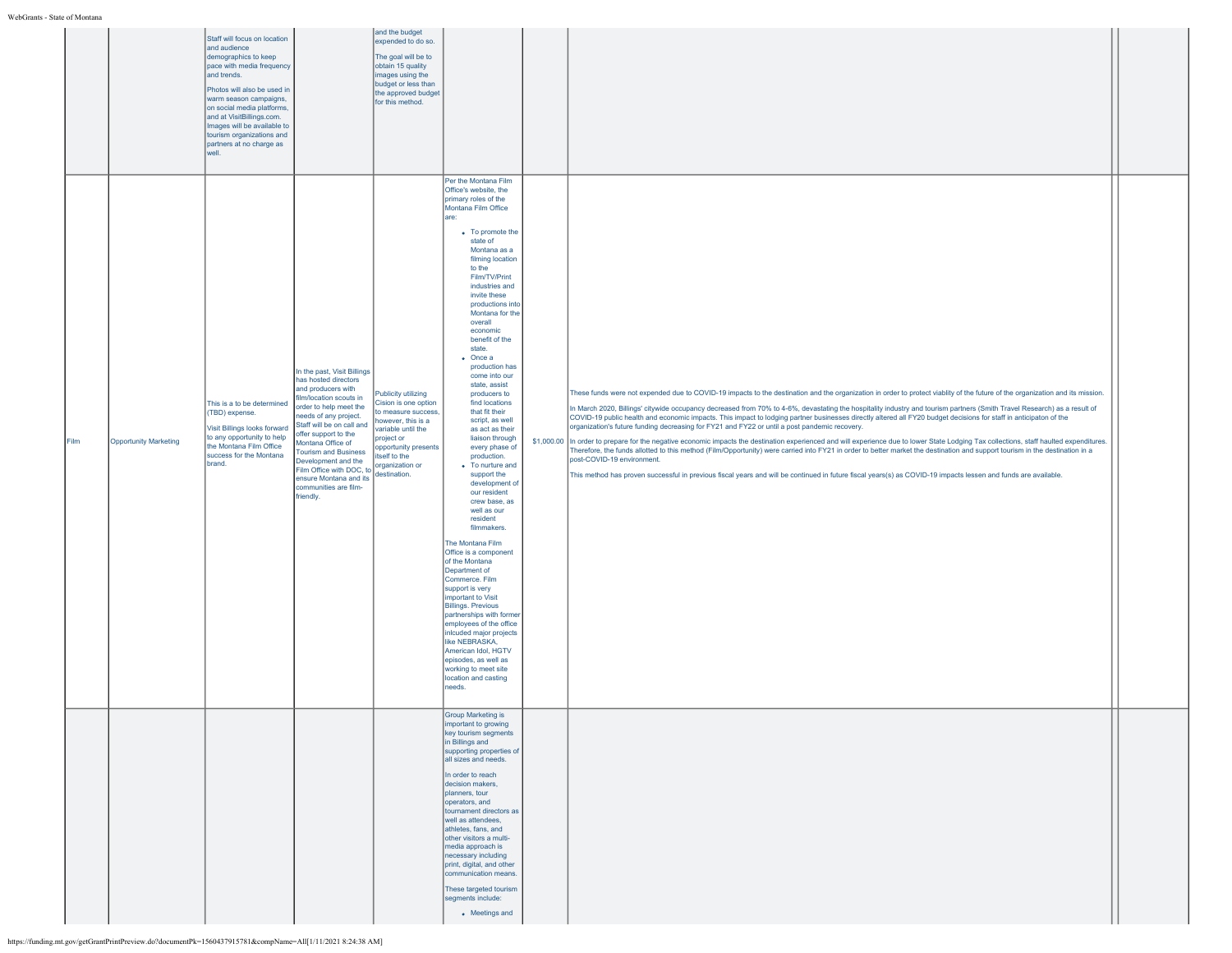| | | | | | | | | |
|---|---|---|---|---|---|---|---|---|
| | | Staff will focus on location and audience demographics to keep pace with media frequency and trends.<br><br>Photos will also be used in warm season campaigns, on social media platforms, and at VisitBillings.com. Images will be available to tourism organizations and partners at no charge as well. | | and the budget expended to do so.<br><br>The goal will be to obtain 15 quality images using the budget or less than the approved budget for this method. | | | | |
| Film | Opportunity Marketing | This is a to be determined (TBD) expense.<br><br>Visit Billings looks forward to any opportunity to help the Montana Film Office success for the Montana brand. | In the past, Visit Billings has hosted directors and producers with film/location scouts in order to help meet the needs of any project. Staff will be on call and offer support to the Montana Office of Tourism and Business Development and the Film Office with DOC, to ensure Montana and its communities are film-friendly. | Publicity utilizing Cision is one option to measure success, however, this is a variable until the project or opportunity presents itself to the organization or destination. | Per the Montana Film Office's website, the primary roles of the Montana Film Office are:<br><br>• To promote the state of Montana as a filming location to the Film/TV/Print industries and invite these productions into Montana for the overall economic benefit of the state.<br>• Once a production has come into our state, assist producers to find locations that fit their script, as well as act as their liaison through every phase of production.<br>• To nurture and support the development of our resident crew base, as well as our resident filmmakers.<br><br>The Montana Film Office is a component of the Montana Department of Commerce. Film support is very important to Visit Billings. Previous partnerships with former employees of the office inlcuded major projects like NEBRASKA, American Idol, HGTV episodes, as well as working to meet site location and casting needs. | $1,000.00 | These funds were not expended due to COVID-19 impacts to the destination and the organization in order to protect viablity of the future of the organization and its mission.<br><br>In March 2020, Billings' citywide occupancy decreased from 70% to 4-6%, devastating the hospitality industry and tourism partners (Smith Travel Research) as a result of COVID-19 public health and economic impacts. This impact to lodging partner businesses directly altered all FY20 budget decisions for staff in anticipaton of the organization's future funding decreasing for FY21 and FY22 or until a post pandemic recovery.<br><br>In order to prepare for the negative economic impacts the destination experienced and will experience due to lower State Lodging Tax collections, staff haulted expenditures. Therefore, the funds allotted to this method (Film/Opportunity) were carried into FY21 in order to better market the destination and support tourism in the destination in a post-COVID-19 environment.<br><br>This method has proven successful in previous fiscal years and will be continued in future fiscal years(s) as COVID-19 impacts lessen and funds are available. | |
| | | | | | Group Marketing is important to growing key tourism segments in Billings and supporting properties of all sizes and needs.<br><br>In order to reach decision makers, planners, tour operators, and tournament directors as well as attendees, athletes, fans, and other visitors a multi-media approach is necessary including print, digital, and other communication means.<br><br>These targeted tourism segments include:<br><br>• Meetings and | | | |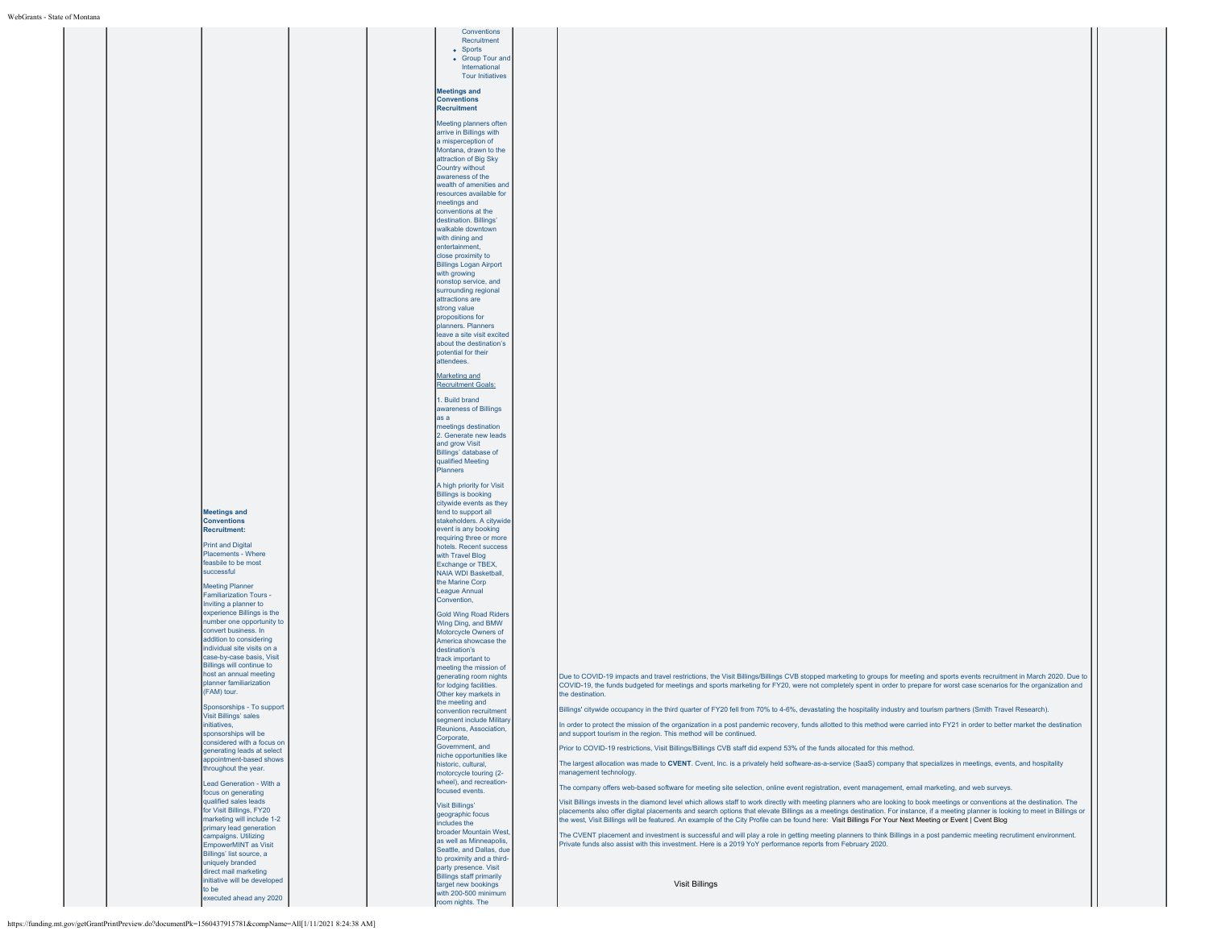| | | | | | | | | |
|---|---|---|---|---|---|---|---|---|
| | | **Meetings and Conventions Recruitment:**<br><br>Print and Digital Placements - Where feasbile to be most successful<br><br>Meeting Planner Familiarization Tours - Inviting a planner to experience Billings is the number one opportunity to convert business. In addition to considering individual site visits on a case-by-case basis, Visit Billings will continue to host an annual meeting planner familiarization (FAM) tour.<br><br>Sponsorships - To support Visit Billings' sales initiatives, sponsorships will be considered with a focus on generating leads at select appointment-based shows throughout the year.<br><br>Lead Generation - With a focus on generating qualified sales leads for Visit Billings, FY20 marketing will include 1-2 primary lead generation campaigns. Utilizing EmpowerMINT as Visit Billings' list source, a uniquely branded direct mail marketing initiative will be developed to be executed ahead any 2020 | | | Conventions Recruitment<br>• Sports<br>• Group Tour and International Tour Initiatives<br><br>**Meetings and Conventions Recruitment**<br><br>Meeting planners often arrive in Billings with a misperception of Montana, drawn to the attraction of Big Sky Country without awareness of the wealth of amenities and resources available for meetings and conventions at the destination. Billings' walkable downtown with dining and entertainment, close proximity to Billings Logan Airport with growing nonstop service, and surrounding regional attractions are strong value propositions for planners. Planners leave a site visit excited about the destination's potential for their attendees.<br><br>Marketing and Recruitment Goals:<br><br>1. Build brand awareness of Billings as a meetings destination<br>2. Generate new leads and grow Visit Billings' database of qualified Meeting Planners<br><br>A high priority for Visit Billings is booking citywide events as they tend to support all stakeholders. A citywide event is any booking requiring three or more hotels. Recent success with Travel Blog Exchange or TBEX, NAIA WDI Basketball, the Marine Corp League Annual Convention,<br><br>Gold Wing Road Riders Wing Ding, and BMW Motorcycle Owners of America showcase the destination's track important to meeting the mission of generating room nights for lodging facilities. Other key markets in the meeting and convention recruitment segment include Military Reunions, Association, Corporate, Government, and niche opportunities like historic, cultural, motorcycle touring (2-wheel), and recreation-focused events.<br><br>Visit Billings' geographic focus includes the broader Mountain West, as well as Minneapolis, Seattle, and Dallas, due to proximity and a third-party presence. Visit Billings staff primarily target new bookings with 200-500 minimum room nights. The | | Due to COVID-19 impacts and travel restrictions, the Visit Billings/Billings CVB stopped marketing to groups for meeting and sports events recruitment in March 2020. Due to COVID-19, the funds budgeted for meetings and sports marketing for FY20, were not completely spent in order to prepare for worst case scenarios for the organization and the destination.<br><br>Billings' citywide occupancy in the third quarter of FY20 fell from 70% to 4-6%, devastating the hospitality industry and tourism partners (Smith Travel Research).<br><br>In order to protect the mission of the organization in a post pandemic recovery, funds allotted to this method were carried into FY21 in order to better market the destination and support tourism in the region. This method will be continued.<br><br>Prior to COVID-19 restrictions, Visit Billings/Billings CVB staff did expend 53% of the funds allocated for this method.<br><br>The largest allocation was made to **CVENT**. Cvent, Inc. is a privately held software-as-a-service (SaaS) company that specializes in meetings, events, and hospitality management technology.<br><br>The company offers web-based software for meeting site selection, online event registration, event management, email marketing, and web surveys.<br><br>Visit Billings invests in the diamond level which allows staff to work directly with meeting planners who are looking to book meetings or conventions at the destination. The placements also offer digital placements and search options that elevate Billings as a meetings destination. For instance, if a meeting planner is looking to meet in Billings or the west, Visit Billings will be featured. An example of the City Profile can be found here: Visit Billings For Your Next Meeting or Event \| Cvent Blog<br><br>The CVENT placement and investment is successful and will play a role in getting meeting planners to think Billings in a post pandemic meeting recruitment environment. Private funds also assist with this investment. Here is a 2019 YoY performance reports from February 2020.<br><br>Visit Billings | | |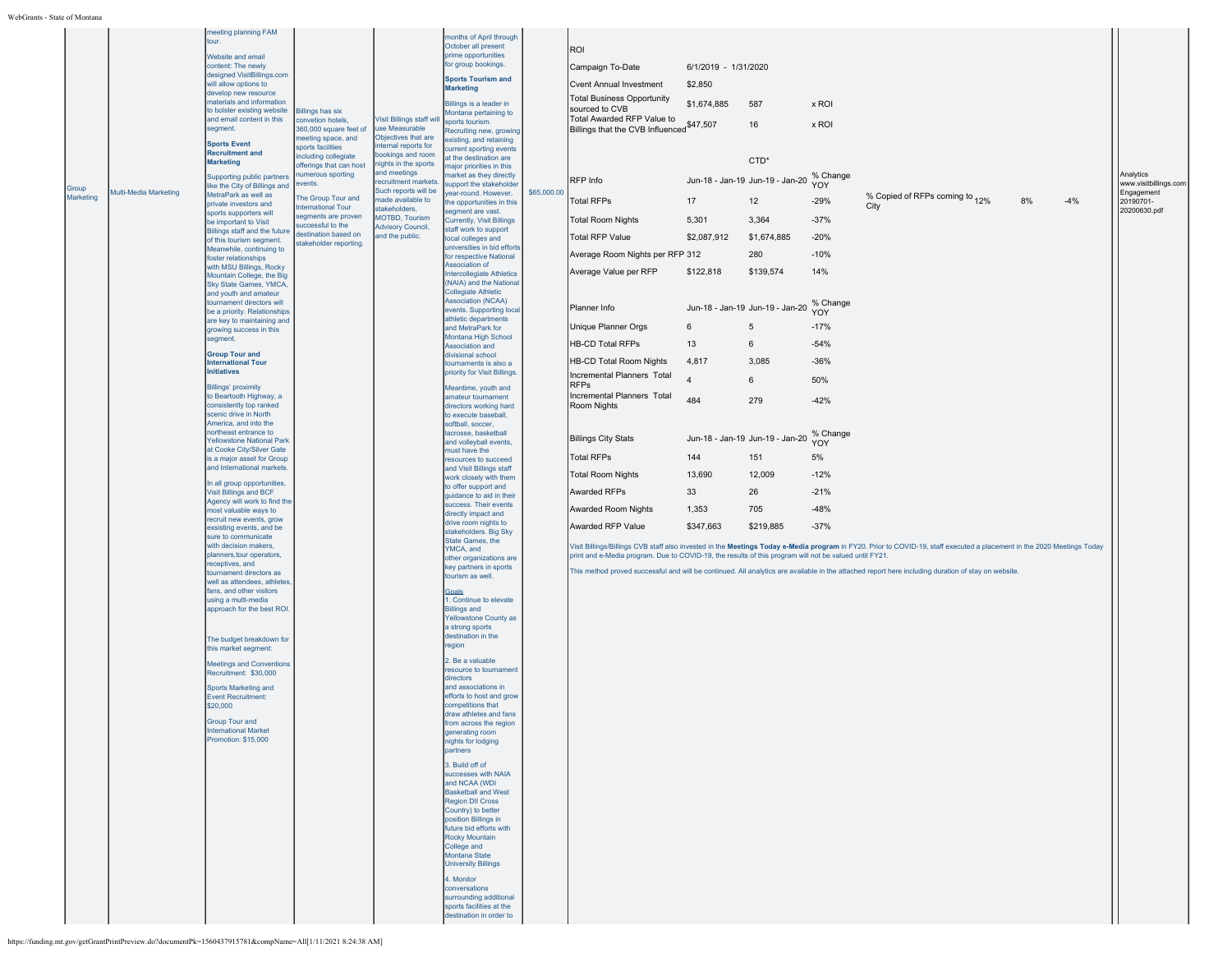| | | | | | | | | |
|---|---|---|---|---|---|---|---|---|
| Group Marketing | Multi-Media Marketing | meeting planning FAM tour.<br><br>Website and email content: The newly designed VisitBillings.com will allow options to develop new resource materials and information to bolster existing website and email content in this segment.<br><br>**Sports Event Recruitment and Marketing**<br><br>Supporting public partners like the City of Billings and MetraPark as well as private investors and sports supporters will be important to Visit Billings staff and the future of this tourism segment. Meanwhile, continuing to foster relationships with MSU Billings, Rocky Mountain College, the Big Sky State Games, YMCA, and youth and amateur tournament directors will be a priority. Relationships are key to maintaining and growing success in this segment.<br><br>**Group Tour and International Tour Initiatives**<br><br>Billings' proximity to Beartooth Highway, a consistently top ranked scenic drive in North America, and into the northeast entrance to Yellowstone National Park at Cooke City/Silver Gate is a major asset for Group and International markets.<br><br>In all group opportunities, Visit Billings and BCF Agency will work to find the most valuable ways to recruit new events, grow exsisting events, and be sure to communicate with decision makers, planners,tour operators, receptives, and tournament directors as well as attendees, athletes, fans, and other visitors using a multi-media approach for the best ROI.<br><br>The budget breakdown for this market segment:<br><br>Meetings and Conventions Recruitment: $30,000<br><br>Sports Marketing and Event Recruitment: $20,000<br><br>Group Tour and International Market Promotion: $15,000 | Billings has six convetion hotels, 360,000 square feet of meeting space, and sports facilities including collegiate offerings that can host numerous sporting events.<br><br>The Group Tour and International Tour segments are proven successful to the destination based on stakeholder reporting. | Visit Billings staff will use Measurable Objectives that are internal reports for bookings and room nights in the sports and meetings recruitment markets. Such reports will be made available to stakeholders, MOTBD, Tourism Advisory Council, and the public. | months of April through October all present prime opportunities for group bookings.<br><br>**Sports Tourism and Marketing**<br><br>Billings is a leader in Montana pertaining to sports tourism. Recruiting new, growing existing, and retaining current sporting events at the destination are major priorities in this market as they directly support the stakeholder year-round. However, the opportunities in this segment are vast. Currently, Visit Billings staff work to support local colleges and universities in bid efforts for respective National Association of Intercollegiate Athletics (NAIA) and the National Collegiate Athletic Association (NCAA) events. Supporting local athletic departments and MetraPark for Montana High School Association and divisional school tournaments is also a priority for Visit Billings.<br><br>Meantime, youth and amateur tournament directors working hard to execute baseball, softball, soccer, lacrosse, basketball and volleyball events, must have the resources to succeed and Visit Billings staff work closely with them to offer support and guidance to aid in their success. Their events directly impact and drive room nights to stakeholders. Big Sky State Games, the YMCA, and other organizations are key partners in sports tourism as well.<br><br>Goals<br>1. Continue to elevate Billings and Yellowstone County as a strong sports destination in the region<br><br>2. Be a valuable resource to tournament directors and associations in efforts to host and grow competitions that draw athletes and fans from across the region generating room nights for lodging partners<br><br>3. Build off of successes with NAIA and NCAA (WDI Basketball and West Region DII Cross Country) to better position Billings in future bid efforts with Rocky Mountain College and Montana State University Billings<br><br>4. Monitor conversations surrounding additional sports facilities at the destination in order to | $65,000.00 | (see ROI tables below) | Analytics www.visitbillings.com Engagement 20190701-20200630.pdf |

ROI

| | | | |
|---|---|---|---|
| Campaign To-Date | 6/1/2019 - 1/31/2020 | | |
| Cvent Annual Investment | $2,850 | | |
| Total Business Opportunity sourced to CVB | $1,674,885 | 587 | x ROI |
| Total Awarded RFP Value to Billings that the CVB Influenced | $47,507 | 16 | x ROI |

| | | CTD* | | | | | |
|---|---|---|---|---|---|---|---|
| RFP Info | Jun-18 - Jan-19 | Jun-19 - Jan-20 | % Change YOY | | | | |
| Total RFPs | 17 | 12 | -29% | % Copied of RFPs coming to City | 12% | 8% | -4% |
| Total Room Nights | 5,301 | 3,364 | -37% | | | | |
| Total RFP Value | $2,087,912 | $1,674,885 | -20% | | | | |
| Average Room Nights per RFP | 312 | 280 | -10% | | | | |
| Average Value per RFP | $122,818 | $139,574 | 14% | | | | |

| Planner Info | Jun-18 - Jan-19 | Jun-19 - Jan-20 | % Change YOY |
|---|---|---|---|
| Unique Planner Orgs | 6 | 5 | -17% |
| HB-CD Total RFPs | 13 | 6 | -54% |
| HB-CD Total Room Nights | 4,817 | 3,085 | -36% |
| Incremental Planners Total RFPs | 4 | 6 | 50% |
| Incremental Planners Total Room Nights | 484 | 279 | -42% |

| Billings City Stats | Jun-18 - Jan-19 | Jun-19 - Jan-20 | % Change YOY |
|---|---|---|---|
| Total RFPs | 144 | 151 | 5% |
| Total Room Nights | 13,690 | 12,009 | -12% |
| Awarded RFPs | 33 | 26 | -21% |
| Awarded Room Nights | 1,353 | 705 | -48% |
| Awarded RFP Value | $347,663 | $219,885 | -37% |

Visit Billings/Billings CVB staff also invested in the **Meetings Today e-Media program** in FY20. Prior to COVID-19, staff executed a placement in the 2020 Meetings Today print and e-Media program. Due to COVID-19, the results of this program will not be valued until FY21.

This method proved successful and will be continued. All analytics are available in the attached report here including duration of stay on website.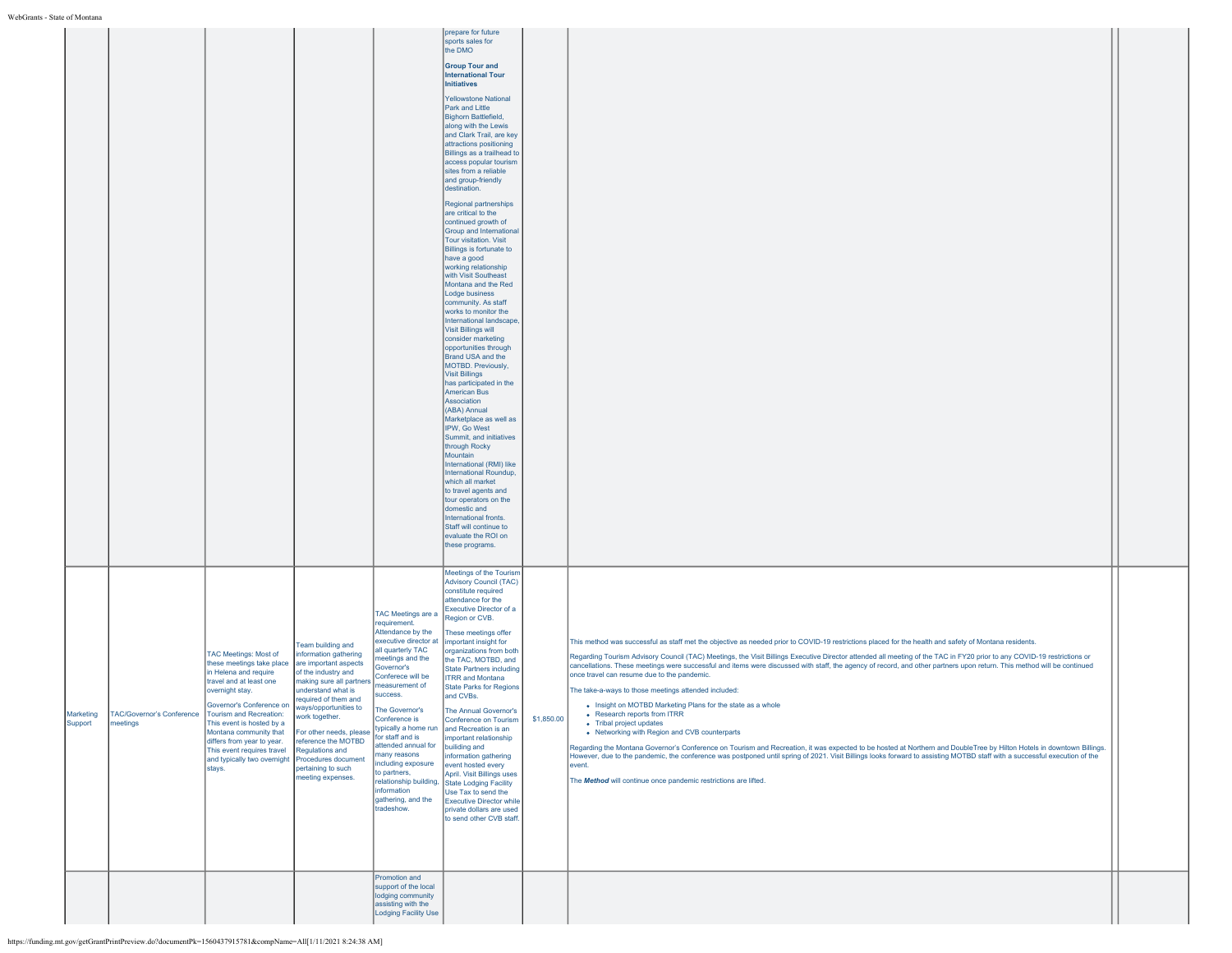| | | | | | | | | | |
|---|---|---|---|---|---|---|---|---|---|
| | | | | | prepare for future sports sales for the DMO<br><br>**Group Tour and International Tour Initiatives**<br><br>Yellowstone National Park and Little Bighorn Battlefield, along with the Lewis and Clark Trail, are key attractions positioning Billings as a trailhead to access popular tourism sites from a reliable and group-friendly destination.<br><br>Regional partnerships are critical to the continued growth of Group and International Tour visitation. Visit Billings is fortunate to have a good working relationship with Visit Southeast Montana and the Red Lodge business community. As staff works to monitor the International landscape, Visit Billings will consider marketing opportunities through Brand USA and the MOTBD. Previously, Visit Billings has participated in the American Bus Association (ABA) Annual Marketplace as well as IPW, Go West Summit, and initiatives through Rocky Mountain International (RMI) like International Roundup, which all market to travel agents and tour operators on the domestic and International fronts. Staff will continue to evaluate the ROI on these programs. | | | | |
| Marketing Support | TAC/Governor's Conference meetings | TAC Meetings: Most of these meetings take place in Helena and require travel and at least one overnight stay.<br><br>Governor's Conference on Tourism and Recreation: This event is hosted by a Montana community that differs from year to year. This event requires travel and typically two overnight stays. | Team building and information gathering are important aspects of the industry and making sure all partners understand what is required of them and ways/opportunities to work together.<br><br>For other needs, please reference the MOTBD Regulations and Procedures document pertaining to such meeting expenses. | TAC Meetings are a requirement. Attendance by the executive director at all quarterly TAC meetings and the Governor's Conferece will be measurement of success.<br><br>The Governor's Conference is typically a home run for staff and is attended annual for many reasons including exposure to partners, relationship building, information gathering, and the tradeshow. | Meetings of the Tourism Advisory Council (TAC) constitute required attendance for the Executive Director of a Region or CVB.<br><br>These meetings offer important insight for organizations from both the TAC, MOTBD, and State Partners including ITRR and Montana State Parks for Regions and CVBs.<br><br>The Annual Governor's Conference on Tourism and Recreation is an important relationship building and information gathering event hosted every April. Visit Billings uses State Lodging Facility Use Tax to send the Executive Director while private dollars are used to send other CVB staff. | $1,850.00 | This method was successful as staff met the objective as needed prior to COVID-19 restrictions placed for the health and safety of Montana residents.<br><br>Regarding Tourism Advisory Council (TAC) Meetings, the Visit Billings Executive Director attended all meeting of the TAC in FY20 prior to any COVID-19 restrictions or cancellations. These meetings were successful and items were discussed with staff, the agency of record, and other partners upon return. This method will be continued once travel can resume due to the pandemic.<br><br>The take-a-ways to those meetings attended included:<br><br>• Insight on MOTBD Marketing Plans for the state as a whole<br>• Research reports from ITRR<br>• Tribal project updates<br>• Networking with Region and CVB counterparts<br><br>Regarding the Montana Governor's Conference on Tourism and Recreation, it was expected to be hosted at Northern and DoubleTree by Hilton Hotels in downtown Billings. However, due to the pandemic, the conference was postponed until spring of 2021. Visit Billings looks forward to assisting MOTBD staff with a successful execution of the event.<br><br>The ***Method*** will continue once pandemic restrictions are lifted. | | |
| | | | | Promotion and support of the local lodging community assisting with the Lodging Facility Use | | | | | |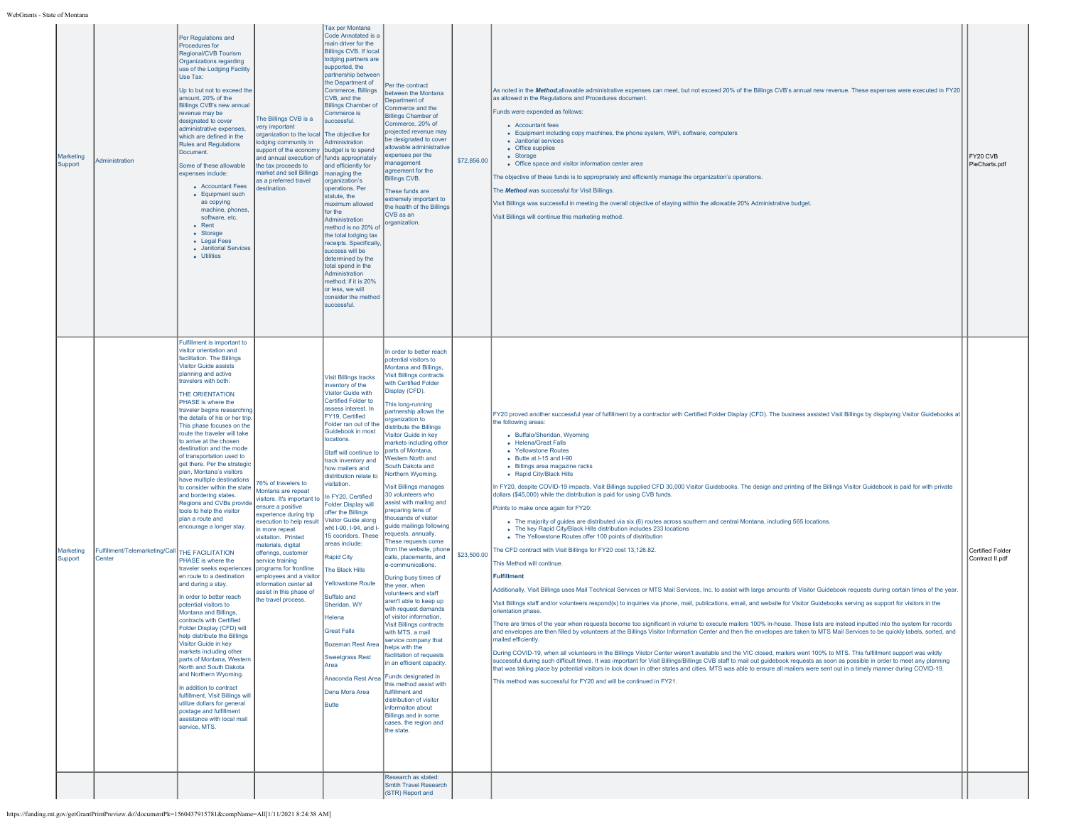| | | | | | | | | |
|---|---|---|---|---|---|---|---|---|
| Marketing Support | Administration | Per Regulations and Procedures for Regional/CVB Tourism Organizations regarding use of the Lodging Facility Use Tax:<br><br>Up to but not to exceed the amount, 20% of the Billings CVB's new annual revenue may be designated to cover administrative expenses, which are defined in the Rules and Regulations Document.<br><br>Some of these allowable expenses include:<br>• Accountant Fees<br>• Equipment such as copying machine, phones, software, etc.<br>• Rent<br>• Storage<br>• Legal Fees<br>• Janitorial Services<br>• Utilities | The Billings CVB is a very important organization to the local lodging community in support of the economy and annual execution of the tax proceeds to market and sell Billings as a preferred travel destination. | Tax per Montana Code Annotated is a main driver for the Billings CVB. If local lodging partners are supported, the partnership between the Department of Commerce, Billings CVB, and the Billings Chamber of Commerce is successful.<br><br>The objective for Administration budget is to spend funds appropriately and efficiently for managing the organization's operations. Per statute, the maximum allowed for the Administration method is no 20% of the total lodging tax receipts. Specifically, success will be determined by the total spend in the Administration method; if it is 20% or less, we will consider the method successful. | Per the contract between the Montana Department of Commerce and the Billings Chamber of Commerce, 20% of projected revenue may be designated to cover allowable administrative expenses per the management agreement for the Billings CVB.<br><br>These funds are extremely important to the health of the Billings CVB as an organization. | $72,856.00 | As noted in the ***Method***,allowable administrative expenses can meet, but not exceed 20% of the Billings CVB's annual new revenue. These expenses were executed in FY20 as allowed in the Regulations and Procedures document.<br><br>Funds were expended as follows:<br>• Accountant fees<br>• Equipment including copy machines, the phone system, WiFi, software, computers<br>• Janitorial services<br>• Office supplies<br>• Storage<br>• Office space and visitor information center area<br><br>The objective of these funds is to appropriately and efficiently manage the organization's operations.<br><br>The ***Method*** was successful for Visit Billings.<br><br>Visit Billings was successful in meeting the overall objective of staying within the allowable 20% Administrative budget.<br><br>Visit Billings will continue this marketing method. | FY20 CVB PieCharts.pdf |
| Marketing Support | Fulfillment/Telemarketing/Call Center | Fulfillment is important to visitor orientation and facilitation. The Billings Visitor Guide assists planning and active travelers with both:<br><br>THE ORIENTATION PHASE is where the traveler begins researching the details of his or her trip. This phase focuses on the route the traveler will take to arrive at the chosen destination and the mode of transportation used to get there. Per the strategic plan, Montana's visitors have multiple destinations to consider within the state and bordering states. Regions and CVBs provide tools to help the visitor plan a route and encourage a longer stay.<br><br>THE FACILITATION PHASE is where the traveler seeks experiences en route to a destination and during a stay.<br><br>In order to better reach potential visitors to Montana and Billings, contracts with Certified Folder Display (CFD) will help distribute the Billings Visitor Guide in key markets including other parts of Montana, Western North and South Dakota and Northern Wyoming.<br><br>In addition to contract fulfillment, Visit Billings will utilize dollars for general postage and fulfillment assistance with local mail service, MTS. | 76% of travelers to Montana are repeat visitors. It's important to ensure a positive experience during trip execution to help result in more repeat visitation. Printed materials, digital offerings, customer service training programs for frontline employees and a visitor information center all assist in this phase of the travel process. | Visit Billings tracks inventory of the Visitor Guide with Certified Folder to assess interest. In FY19, Certified Folder ran out of the Guidebook in most locations.<br><br>Staff will continue to track inventory and how mailers and distribution relate to visitation.<br><br>In FY20, Certified Folder Display will offer the Billings Visitor Guide along wht I-90, I-94, and I-15 coorridors. These areas include:<br><br>Rapid City<br><br>The Black Hills<br><br>Yellowstone Route<br><br>Buffalo and Sheridan, WY<br><br>Helena<br><br>Great Falls<br><br>Bozeman Rest Area<br><br>Sweetgrass Rest Area<br><br>Anaconda Rest Area<br><br>Dena Mora Area<br><br>Butte | In order to better reach potential visitors to Montana and Billings, Visit Billings contracts with Certified Folder Display (CFD).<br><br>This long-running partnership allows the organization to distribute the Billings Visitor Guide in key markets including other parts of Montana, Western North and South Dakota and Northern Wyoming.<br><br>Visit Billings manages 30 volunteers who assist with mailing and preparing tens of thousands of visitor guide mailings following requests, annually. These requests come from the website, phone calls, placements, and e-communications.<br><br>During busy times of the year, when volunteers and staff aren't able to keep up with request demands of visitor information, Visit Billings contracts with MTS, a mail service company that helps with the facilitation of requests in an efficient capacity.<br><br>Funds designated in this method assist with fulfillment and distribution of visitor informaiton about Billings and in some cases, the region and the state. | $23,500.00 | FY20 proved another successful year of fulfillment by a contractor with Certified Folder Display (CFD). The business assisted Visit Billings by displaying Visitor Guidebooks at the following areas:<br>• Buffalo/Sheridan, Wyoming<br>• Helena/Great Falls<br>• Yellowstone Routes<br>• Butte at I-15 and I-90<br>• Billings area magazine racks<br>• Rapid City/Black Hills<br><br>In FY20, despite COVID-19 impacts, Visit Billings supplied CFD 30,000 Visitor Guidebooks. The design and printing of the Billings Visitor Guidebook is paid for with private dollars ($45,000) while the distribution is paid for using CVB funds.<br><br>Points to make once again for FY20:<br>• The majority of guides are distributed via six (6) routes across southern and central Montana, including 565 locations.<br>• The key Rapid City/Black Hills distribution includes 233 locations<br>• The Yellowstone Routes offer 100 points of distribution<br><br>The CFD contract with Visit Billings for FY20 cost 13,126.82.<br><br>This Method will continue.<br><br>**Fulfillment**<br><br>Additionally, Visit Billings uses Mail Technical Services or MTS Mail Services, Inc. to assist with large amounts of Visitor Guidebook requests during certain times of the year.<br><br>Visit Billings staff and/or volunteers respond(s) to inquiries via phone, mail, publications, email, and website for Visitor Guidebooks serving as support for visitors in the orientation phase.<br><br>There are times of the year when requests become too significant in volume to execute mailers 100% in-house. These lists are instead inputted into the system for records and envelopes are then filled by volunteers at the Billings Visitor Information Center and then the envelopes are taken to MTS Mail Services to be quickly labels, sorted, and mailed efficiently.<br><br>During COVID-19, when all volunteers in the Billings Viistor Center weren't available and the VIC closed, mailers went 100% to MTS. This fulfillment support was wildly successful during such difficult times. It was important for Visit Billings/Billings CVB staff to mail out guidebook requests as soon as possible in order to meet any planning that was taking place by potential visitors in lock down in other states and cities. MTS was able to ensure all mailers were sent out in a timely manner during COVID-19.<br><br>This method was successful for FY20 and will be continued in FY21. | Certified Folder Contract II.pdf |
| | | | | | Research as stated: Smtih Travel Research (STR) Report and | | | |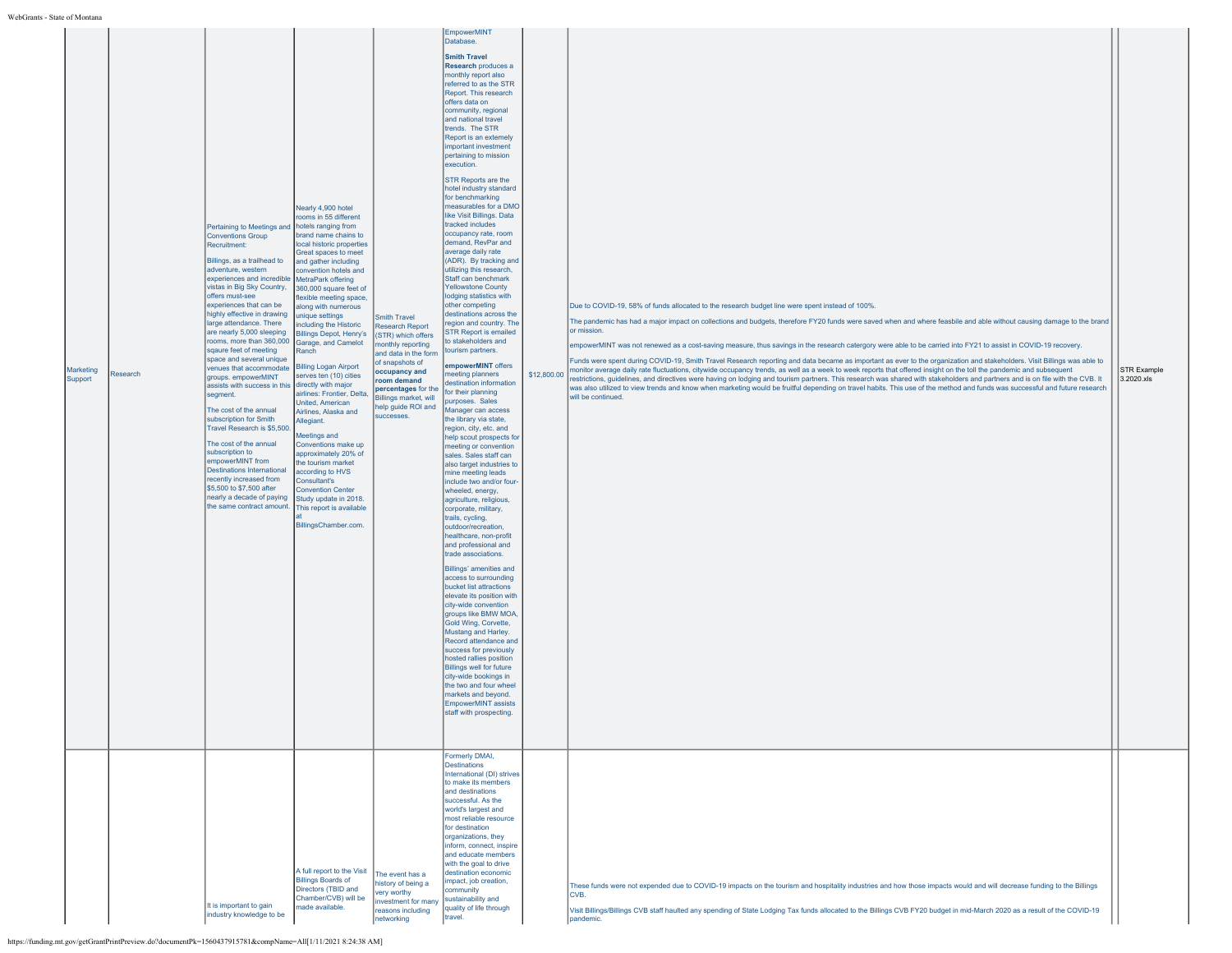| Marketing Support | Research | Pertaining to Meetings and Conventions Group Recruitment:<br><br>Billings, as a trailhead to adventure, western experiences and incredible vistas in Big Sky Country, offers must-see experiences that can be highly effective in drawing large attendance. There are nearly 5,000 sleeping rooms, more than 360,000 sqaure feet of meeting space and several unique venues that accommodate groups. empowerMINT assists with success in this segment.<br><br>The cost of the annual subscription for Smith Travel Research is $5,500.<br><br>The cost of the annual subscription to empowerMINT from Destinations International recently increased from $5,500 to $7,500 after nearly a decade of paying the same contract amount. | Nearly 4,900 hotel rooms in 55 different hotels ranging from brand name chains to local historic properties Great spaces to meet and gather including convention hotels and MetraPark offering 360,000 square feet of flexible meeting space, along with numerous unique settings including the Historic Billings Depot, Henry's Garage, and Camelot Ranch<br><br>Billing Logan Airport serves ten (10) cities directly with major airlines: Frontier, Delta, United, American Airlines, Alaska and Allegiant.<br><br>Meetings and Conventions make up approximately 20% of the tourism market according to HVS Consultant's Convention Center Study update in 2018. This report is available at BillingsChamber.com. | Smith Travel Research Report (STR) which offers monthly reporting and data in the form of snapshots of **occupancy and room demand percentages** for the Billings market, will help guide ROI and successes. | EmpowerMINT Database.<br><br>**Smith Travel Research** produces a monthly report also referred to as the STR Report. This research offers data on community, regional and national travel trends. The STR Report is an extemely important investment pertaining to mission execution.<br><br>STR Reports are the hotel industry standard for benchmarking measurables for a DMO like Visit Billings. Data tracked includes occupancy rate, room demand, RevPar and average daily rate (ADR). By tracking and utilizing this research, Staff can benchmark Yellowstone County lodging statistics with other competing destinations across the region and country. The STR Report is emailed to stakeholders and tourism partners.<br><br>**empowerMINT** offers meeting planners destination information for their planning purposes. Sales Manager can access the library via state, region, city, etc. and help scout prospects for meeting or convention sales. Sales staff can also target industries to mine meeting leads include two and/or four-wheeled, energy, agriculture, religious, corporate, military, trails, cycling, outdoor/recreation, healthcare, non-profit and professional and trade associations.<br><br>Billings' amenities and access to surrounding bucket list attractions elevate its position with city-wide convention groups like BMW MOA, Gold Wing, Corvette, Mustang and Harley. Record attendance and success for previously hosted rallies position Billings well for future city-wide bookings in the two and four wheel markets and beyond. EmpowerMINT assists staff with prospecting. | $12,800.00 | Due to COVID-19, 58% of funds allocated to the research budget line were spent instead of 100%.<br><br>The pandemic has had a major impact on collections and budgets, therefore FY20 funds were saved when and where feasbile and able without causing damage to the brand or mission.<br><br>empowerMINT was not renewed as a cost-saving measure, thus savings in the research catergory were able to be carried into FY21 to assist in COVID-19 recovery.<br><br>Funds were spent during COVID-19, Smith Travel Research reporting and data became as important as ever to the organization and stakeholders. Visit Billings was able to monitor average daily rate fluctuations, citywide occupancy trends, as well as a week to week reports that offered insight on the toll the pandemic and subsequent restrictions, guidelines, and directives were having on lodging and tourism partners. This research was shared with stakeholders and partners and is on file with the CVB. It was also utilized to view trends and know when marketing would be fruitful depending on travel habits. This use of the method and funds was successful and future research will be continued. | STR Example 3.2020.xls |
| | | It is important to gain industry knowledge to be | A full report to the Visit Billings Boards of Directors (TBID and Chamber/CVB) will be made available. | The event has a history of being a very worthy investment for many reasons including networking | Formerly DMAI, Destinations International (DI) strives to make its members and destinations successful. As the world's largest and most reliable resource for destination organizations, they inform, connect, inspire and educate members with the goal to drive destination economic impact, job creation, community sustainability and quality of life through travel. | | These funds were not expended due to COVID-19 impacts on the tourism and hospitality industries and how those impacts would and will decrease funding to the Billings CVB.<br><br>Visit Billings/Billings CVB staff haulted any spending of State Lodging Tax funds allocated to the Billings CVB FY20 budget in mid-March 2020 as a result of the COVID-19 pandemic. | |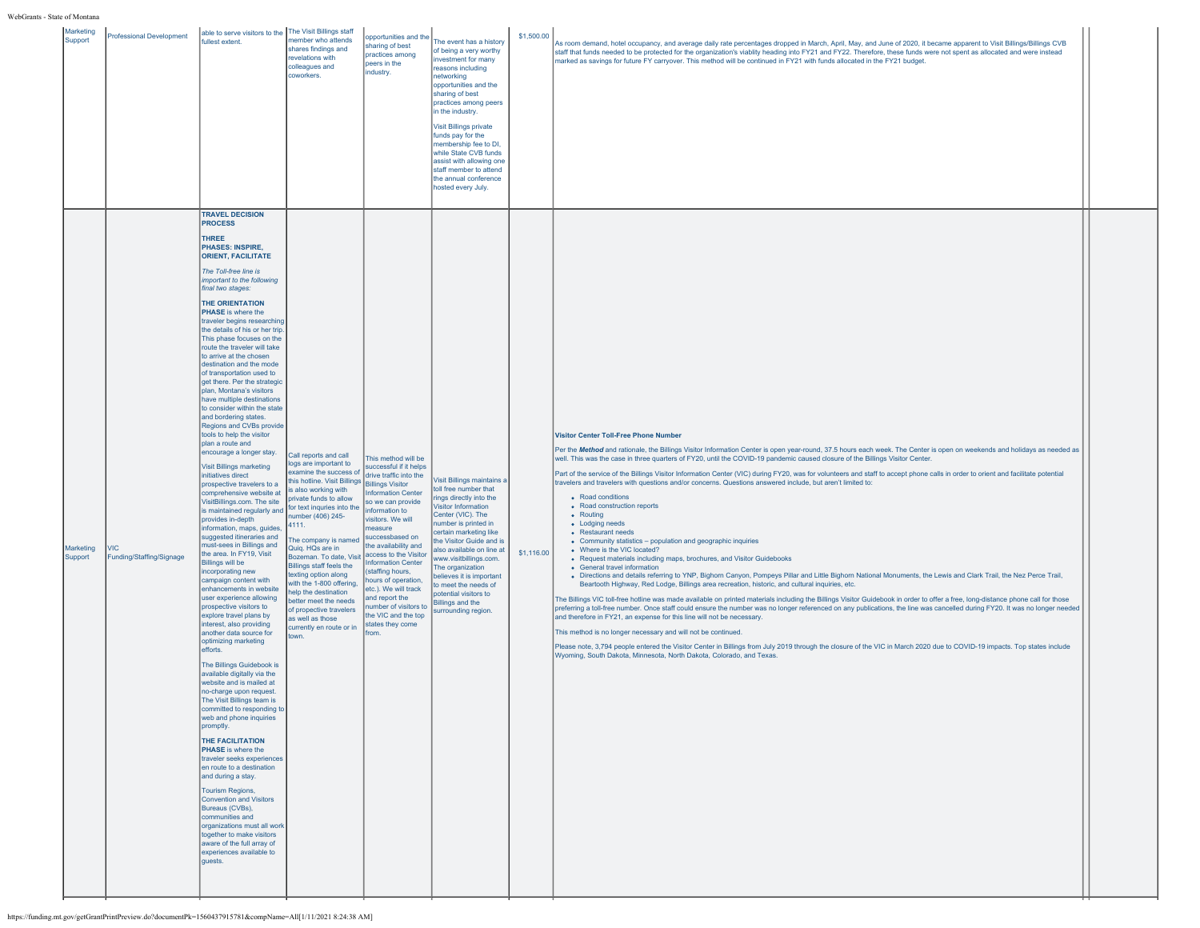| Marketing Support | Professional Development | able to serve visitors to the fullest extent. | The Visit Billings staff member who attends shares findings and revelations with colleagues and coworkers. | opportunities and the sharing of best practices among peers in the industry. | The event has a history of being a very worthy investment for many reasons including networking opportunities and the sharing of best practices among peers in the industry.<br><br>Visit Billings private funds pay for the membership fee to DI, while State CVB funds assist with allowing one staff member to attend the annual conference hosted every July. | $1,500.00 | As room demand, hotel occupancy, and average daily rate percentages dropped in March, April, May, and June of 2020, it became apparent to Visit Billings/Billings CVB staff that funds needed to be protected for the organization's viablity heading into FY21 and FY22. Therefore, these funds were not spent as allocated and were instead marked as savings for future FY carryover. This method will be continued in FY21 with funds allocated in the FY21 budget. | | |
|---|---|---|---|---|---|---|---|---|---|
| Marketing Support | VIC Funding/Staffing/Signage | **TRAVEL DECISION PROCESS**<br><br>**THREE PHASES: INSPIRE, ORIENT, FACILITATE**<br><br>*The Toll-free line is important to the following final two stages:*<br><br>**THE ORIENTATION PHASE** is where the traveler begins researching the details of his or her trip. This phase focuses on the route the traveler will take to arrive at the chosen destination and the mode of transportation used to get there. Per the strategic plan, Montana's visitors have multiple destinations to consider within the state and bordering states. Regions and CVBs provide tools to help the visitor plan a route and encourage a longer stay.<br><br>Visit Billings marketing initiatives direct prospective travelers to a comprehensive website at VisitBillings.com. The site is maintained regularly and provides in-depth information, maps, guides, suggested itineraries and must-sees in Billings and the area. In FY19, Visit Billings will be incorporating new campaign content with enhancements in website user experience allowing prospective visitors to explore travel plans by interest, also providing another data source for optimizing marketing efforts.<br><br>The Billings Guidebook is available digitally via the website and is mailed at no-charge upon request. The Visit Billings team is committed to responding to web and phone inquiries promptly.<br><br>**THE FACILITATION PHASE** is where the traveler seeks experiences en route to a destination and during a stay.<br><br>Tourism Regions, Convention and Visitors Bureaus (CVBs), communities and organizations must all work together to make visitors aware of the full array of experiences available to guests. | Call reports and call logs are important to examine the success of this hotline. Visit Billings is also working with private funds to allow for text inquries into the number (406) 245-4111.<br><br>The company is named Quiq. HQs are in Bozeman. To date, Visit Billings staff feels the texting option along with the 1-800 offering, help the destination better meet the needs of propective travelers as well as those currently en route or in town. | This method will be successful if it helps drive traffic into the Billings Visitor Information Center so we can provide information to visitors. We will measure successbased on the availability and access to the Visitor Information Center (staffing hours, hours of operation, etc.). We will track and report the number of visitors to the VIC and the top states they come from. | Visit Billings maintains a toll free number that rings directly into the Visitor Information Center (VIC). The number is printed in certain marketing like the Visitor Guide and is also available on line at www.visitbillings.com. The organization believes it is important to meet the needs of potential visitors to Billings and the surrounding region. | $1,116.00 | **Visitor Center Toll-Free Phone Number**<br><br>Per the ***Method*** and rationale, the Billings Visitor Information Center is open year-round, 37.5 hours each week. The Center is open on weekends and holidays as needed as well. This was the case in three quarters of FY20, until the COVID-19 pandemic caused closure of the Billings Visitor Center.<br><br>Part of the service of the Billings Visitor Information Center (VIC) during FY20, was for volunteers and staff to accept phone calls in order to orient and facilitate potential travelers and travelers with questions and/or concerns. Questions answered include, but aren't limited to:<br><br>• Road conditions<br>• Road construction reports<br>• Routing<br>• Lodging needs<br>• Restaurant needs<br>• Community statistics – population and geographic inquiries<br>• Where is the VIC located?<br>• Request materials including maps, brochures, and Visitor Guidebooks<br>• General travel information<br>• Directions and details referring to YNP, Bighorn Canyon, Pompeys Pillar and Little Bighorn National Monuments, the Lewis and Clark Trail, the Nez Perce Trail, Beartooth Highway, Red Lodge, Billings area recreation, historic, and cultural inquiries, etc.<br><br>The Billings VIC toll-free hotline was made available on printed materials including the Billings Visitor Guidebook in order to offer a free, long-distance phone call for those preferring a toll-free number. Once staff could ensure the number was no longer referenced on any publications, the line was cancelled during FY20. It was no longer needed and therefore in FY21, an expense for this line will not be necessary.<br><br>This method is no longer necessary and will not be continued.<br><br>Please note, 3,794 people entered the Visitor Center in Billings from July 2019 through the closure of the VIC in March 2020 due to COVID-19 impacts. Top states include Wyoming, South Dakota, Minnesota, North Dakota, Colorado, and Texas. | | |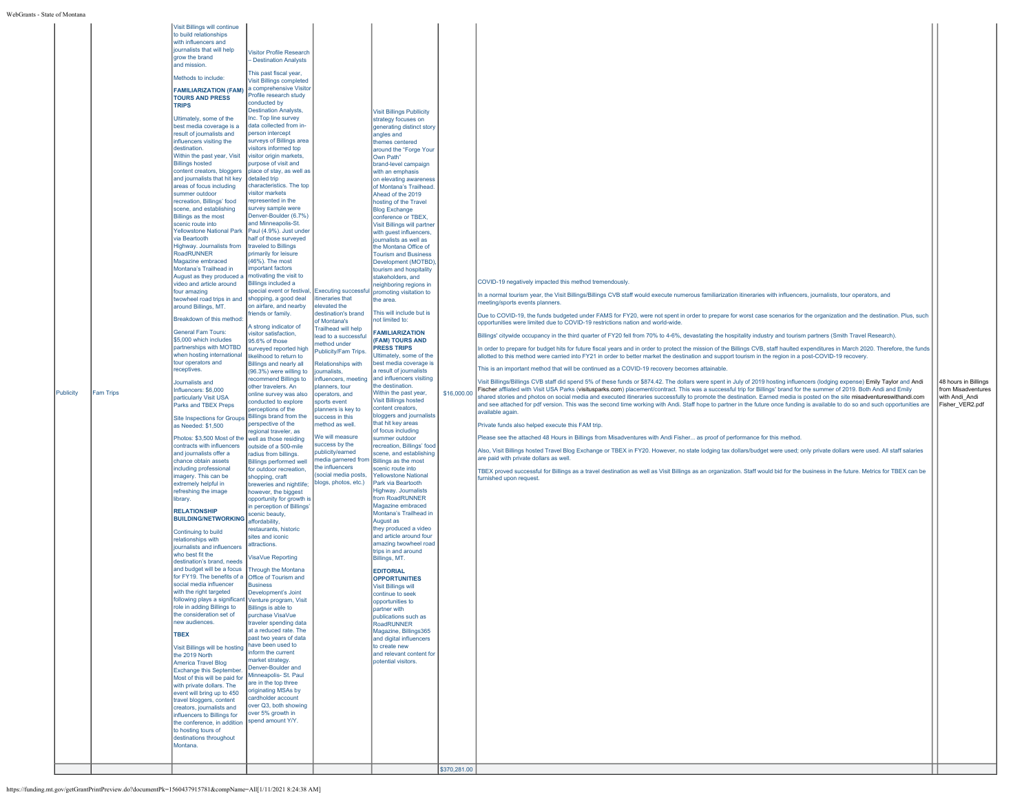| | | | | | | | | | |
|---|---|---|---|---|---|---|---|---|---|
| Publicity | Fam Trips | Visit Billings will continue to build relationships with influencers and journalists that will help grow the brand and mission.<br><br>Methods to include:<br><br>**FAMILIARIZATION (FAM) TOURS AND PRESS TRIPS**<br><br>Ultimately, some of the best media coverage is a result of journalists and influencers visiting the destination.<br>Within the past year, Visit Billings hosted content creators, bloggers and journalists that hit key areas of focus including summer outdoor recreation, Billings' food scene, and establishing Billings as the most scenic route into Yellowstone National Park via Beartooth Highway. Journalists from RoadRUNNER Magazine embraced Montana's Trailhead in August as they produced a video and article around four amazing twowheel road trips in and around Billings, MT.<br><br>Breakdown of this method:<br><br>General Fam Tours: $5,000 which includes partnerships with MOTBD when hosting international tour operators and receptives.<br><br>Journalists and Influencers: $6,000 particularly Visit USA Parks and TBEX Preps<br><br>Site Inspections for Groups as Needed: $1,500<br><br>Photos: $3,500 Most of the contracts with influencers and journalists offer a chance obtain assets including professional imagery. This can be extremely helpful in refreshing the image library.<br><br>**RELATIONSHIP BUILDING/NETWORKING**<br><br>Continuing to build relationships with journalists and influencers who best fit the destination's brand, needs and budget will be a focus for FY19. The benefits of a social media influencer with the right targeted following plays a significant role in adding Billings to the consideration set of new audiences.<br><br>**TBEX**<br><br>Visit Billings will be hosting the 2019 North America Travel Blog Exchange this September. Most of this will be paid for with private dollars. The event will bring up to 450 travel bloggers, content creators, journalists and influencers to Billings for the conference, in addition to hosting tours of destinations throughout Montana. | Visitor Profile Research – Destination Analysts<br><br>This past fiscal year, Visit Billings completed a comprehensive Visitor Profile research study conducted by Destination Analysts, Inc. Top line survey data collected from in-person intercept surveys of Billings area visitors informed top visitor origin markets, purpose of visit and place of stay, as well as detailed trip characteristics. The top visitor markets represented in the survey sample were Denver-Boulder (6.7%) and Minneapolis-St. Paul (4.9%). Just under half of those surveyed traveled to Billings primarily for leisure (46%). The most important factors motivating the visit to Billings included a special event or festival, shopping, a good deal on airfare, and nearby friends or family.<br><br>A strong indicator of visitor satisfaction, 95.6% of those surveyed reported high likelihood to return to Billings and nearly all (96.3%) were willing to recommend Billings to other travelers. An online survey was also conducted to explore perceptions of the Billings brand from the perspective of the regional traveler, as well as those residing outside of a 500-mile radius from billings. Billings performed well for outdoor recreation, shopping, craft breweries and nightlife; however, the biggest opportunity for growth is in perception of Billings' scenic beauty, affordability, restaurants, historic sites and iconic attractions.<br><br>VisaVue Reporting<br><br>Through the Montana Office of Tourism and Business Development's Joint Venture program, Visit Billings is able to purchase VisaVue traveler spending data at a reduced rate. The past two years of data have been used to inform the current market strategy. Denver-Boulder and Minneapolis- St. Paul are in the top three originating MSAs by cardholder account over Q3, both showing over 5% growth in spend amount Y/Y. | Executing successful itineraries that elevated the destination's brand of Montana's Trailhead will help lead to a successful method under Publicity/Fam Trips.<br><br>Relationships with journalists, influencers, meeting planners, tour operators, and sports event planners is key to success in this method as well.<br><br>We will measure success by the publicity/earned media garnered from the influencers (social media posts, blogs, photos, etc.) | Visit Billings Publlicity strategy focuses on generating distinct story angles and themes centered around the "Forge Your Own Path" brand-level campaign with an emphasis on elevating awareness of Montana's Trailhead. Ahead of the 2019 hosting of the Travel Blog Exchange conference or TBEX, Visit Billings will partner with guest influencers, journalists as well as the Montana Office of Tourism and Business Development (MOTBD), tourism and hospitality stakeholders, and neighboring regions in promoting visitation to the area.<br><br>This will include but is not limited to:<br><br>**FAMILIARIZATION (FAM) TOURS AND PRESS TRIPS**<br>Ultimately, some of the best media coverage is a result of journalists and influencers visiting the destination.<br>Within the past year, Visit Billings hosted content creators, bloggers and journalists that hit key areas of focus including summer outdoor recreation, Billings' food scene, and establishing Billings as the most scenic route into Yellowstone National Park via Beartooth Highway. Journalists from RoadRUNNER Magazine embraced Montana's Trailhead in August as they produced a video and article around four amazing twowheel road trips in and around Billings, MT.<br><br>**EDITORIAL OPPORTUNITIES**<br>Visit Billings will continue to seek opportunities to partner with publications such as RoadRUNNER Magazine, Billings365 and digital influencers to create new and relevant content for potential visitors. | $16,000.00 | COVID-19 negatively impacted this method tremendously.<br><br>In a normal tourism year, the Visit Billings/Billings CVB staff would execute numerous familiarization itineraries with influencers, journalists, tour operators, and meeting/sports events planners.<br><br>Due to COVID-19, the funds budgeted under FAMS for FY20, were not spent in order to prepare for worst case scenarios for the organization and the destination. Plus, such opportunities were limited due to COVID-19 restrictions nation and world-wide.<br><br>Billings' citywide occupancy in the third quarter of FY20 fell from 70% to 4-6%, devastating the hospitality industry and tourism partners (Smith Travel Research).<br><br>In order to prepare for budget hits for future fiscal years and in order to protect the mission of the Billings CVB, staff haulted expenditures in March 2020. Therefore, the funds allotted to this method were carried into FY21 in order to better market the destination and support tourism in the region in a post-COVID-19 recovery.<br><br>This is an important method that will be continued as a COVID-19 recovery becomes attainable.<br><br>Visit Billings/Billings CVB staff did spend 5% of these funds or $874.42. The dollars were spent in July of 2019 hosting influencers (lodging expense) Emily Taylor and Andi Fischer affliated with Visit USA Parks (visitusparks.com) placement/contract. This was a successful trip for Billings' brand for the summer of 2019. Both Andi and Emily shared stories and photos on social media and executed itineraries successfully to promote the destination. Earned media is posted on the site misadventureswithandi.com and see attached for pdf version. This was the second time working with Andi. Staff hope to partner in the future once funding is available to do so and such opportunities are available again.<br><br>Private funds also helped execute this FAM trip.<br><br>Please see the attached 48 Hours in Billings from Misadventures with Andi Fisher... as proof of performance for this method.<br><br>Also, Visit Billings hosted Travel Blog Exchange or TBEX in FY20. However, no state lodging tax dollars/budget were used; only private dollars were used. All staff salaries are paid with private dollars as well.<br><br>TBEX proved successful for Billings as a travel destination as well as Visit Billings as an organization. Staff would bid for the business in the future. Metrics for TBEX can be furnished upon request. | | 48 hours in Billings from Misadventures with Andi_Andi Fisher_VER2.pdf |
| | | | | | | $370,281.00 | | | |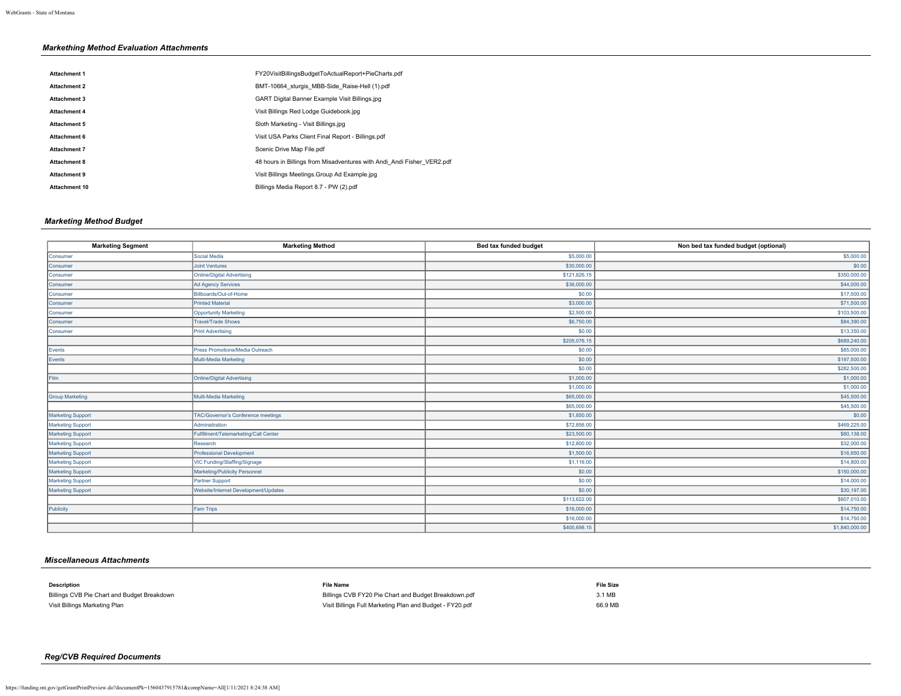### *Markething Method Evaluation Attachments*

| | |
|---|---|
| **Attachment 1** | FY20VisitBillingsBudgetToActualReport+PieCharts.pdf |
| **Attachment 2** | BMT-10664_sturgis_MBB-Side_Raise-Hell (1).pdf |
| **Attachment 3** | GART Digital Banner Example Visit Billings.jpg |
| **Attachment 4** | Visit Billings Red Lodge Guidebook.jpg |
| **Attachment 5** | Sloth Marketing - Visit Billings.jpg |
| **Attachment 6** | Visit USA Parks Client Final Report - Billings.pdf |
| **Attachment 7** | Scenic Drive Map File.pdf |
| **Attachment 8** | 48 hours in Billings from Misadventures with Andi_Andi Fisher_VER2.pdf |
| **Attachment 9** | Visit Billings Meetings.Group Ad Example.jpg |
| **Attachment 10** | Billings Media Report 8.7 - PW (2).pdf |

### *Marketing Method Budget*

| Marketing Segment | Marketing Method | Bed tax funded budget | Non bed tax funded budget (optional) |
|---|---|---|---|
| Consumer | Social Media | $5,000.00 | $5,000.00 |
| Consumer | Joint Ventures | $30,000.00 | $0.00 |
| Consumer | Online/Digital Advertising | $121,826.15 | $350,000.00 |
| Consumer | Ad Agency Services | $36,000.00 | $44,000.00 |
| Consumer | Billboards/Out-of-Home | $0.00 | $17,500.00 |
| Consumer | Printed Material | $3,000.00 | $71,500.00 |
| Consumer | Opportunity Marketing | $2,500.00 | $103,500.00 |
| Consumer | Travel/Trade Shows | $6,750.00 | $84,390.00 |
| Consumer | Print Advertising | $0.00 | $13,350.00 |
| | | $205,076.15 | $689,240.00 |
| Events | Press Promotions/Media Outreach | $0.00 | $85,000.00 |
| Events | Multi-Media Marketing | $0.00 | $197,500.00 |
| | | $0.00 | $282,500.00 |
| Film | Online/Digital Advertising | $1,000.00 | $1,000.00 |
| | | $1,000.00 | $1,000.00 |
| Group Marketing | Multi-Media Marketing | $65,000.00 | $45,500.00 |
| | | $65,000.00 | $45,500.00 |
| Marketing Support | TAC/Governor's Conference meetings | $1,850.00 | $0.00 |
| Marketing Support | Administration | $72,856.00 | $469,225.00 |
| Marketing Support | Fulfillment/Telemarketing/Call Center | $23,500.00 | $80,138.00 |
| Marketing Support | Research | $12,800.00 | $32,000.00 |
| Marketing Support | Professional Development | $1,500.00 | $16,650.00 |
| Marketing Support | VIC Funding/Staffing/Signage | $1,116.00 | $14,800.00 |
| Marketing Support | Marketing/Publicity Personnel | $0.00 | $150,000.00 |
| Marketing Support | Partner Support | $0.00 | $14,000.00 |
| Marketing Support | Website/Internet Development/Updates | $0.00 | $30,197.00 |
| | | $113,622.00 | $807,010.00 |
| Publicity | Fam Trips | $16,000.00 | $14,750.00 |
| | | $16,000.00 | $14,750.00 |
| | | $400,698.15 | $1,840,000.00 |

### *Miscellaneous Attachments*

| Description | File Name | File Size |
|---|---|---|
| Billings CVB Pie Chart and Budget Breakdown | Billings CVB FY20 Pie Chart and Budget Breakdown.pdf | 3.1 MB |
| Visit Billings Marketing Plan | Visit Billings Full Marketing Plan and Budget - FY20.pdf | 66.9 MB |

### *Reg/CVB Required Documents*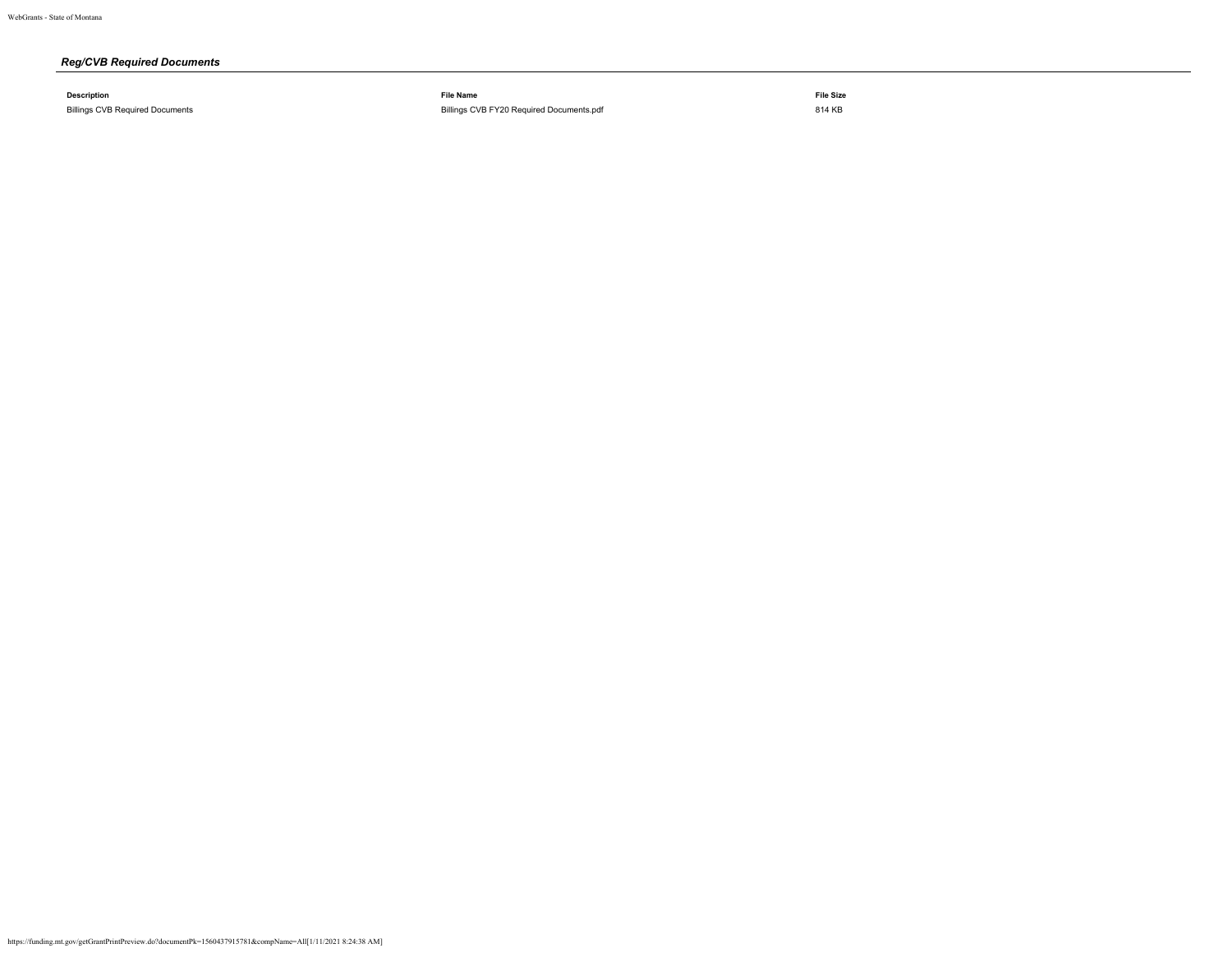## *Reg/CVB Required Documents*

| Description | File Name | File Size |
|---|---|---|
| Billings CVB Required Documents | Billings CVB FY20 Required Documents.pdf | 814 KB |